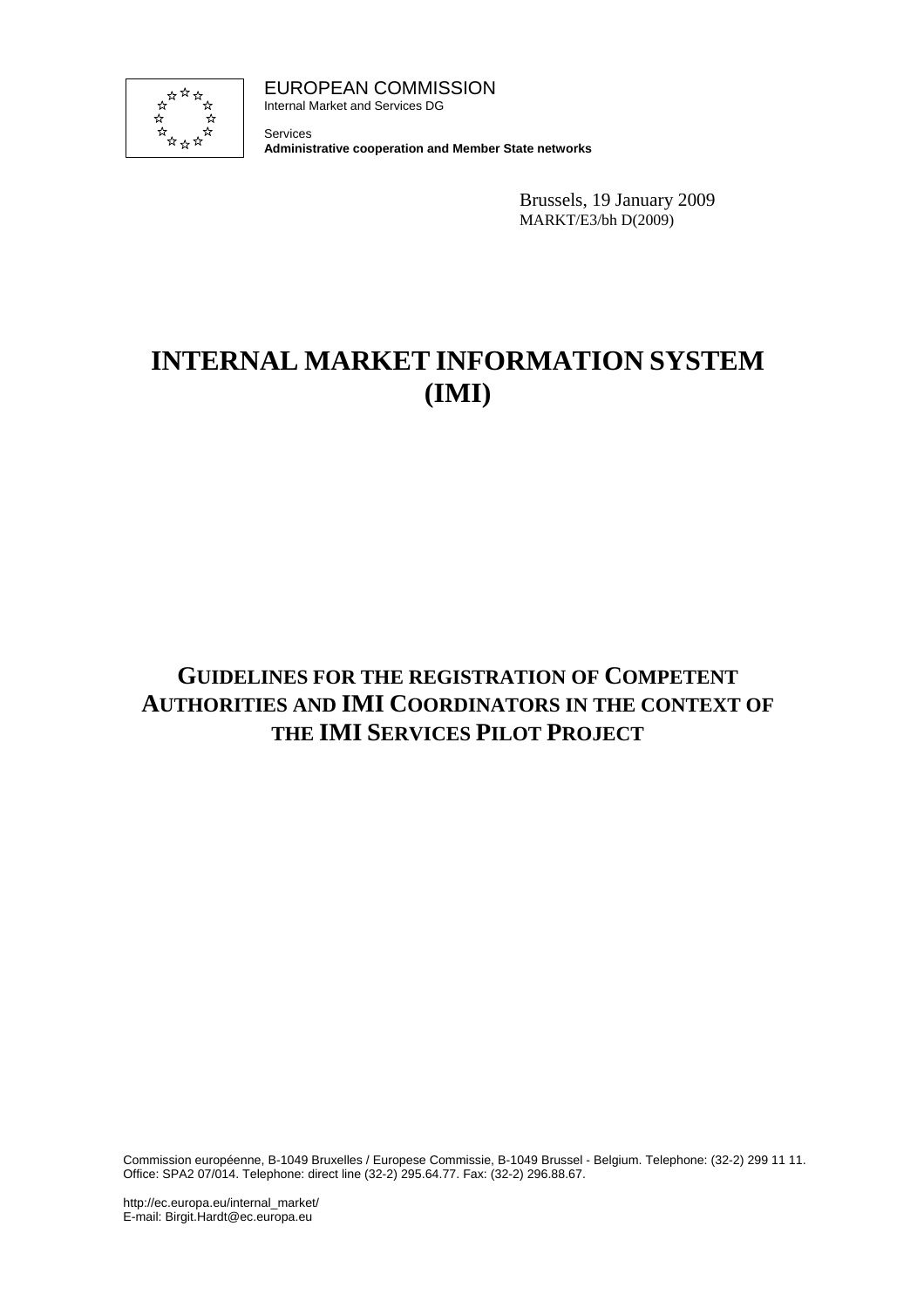EUROPEAN COMMISSION
Internal Market and Services DG

Services
**Administrative cooperation and Member State networks**

Brussels, 19 January 2009
MARKT/E3/bh D(2009)

# INTERNAL MARKET INFORMATION SYSTEM (IMI)

## GUIDELINES FOR THE REGISTRATION OF COMPETENT AUTHORITIES AND IMI COORDINATORS IN THE CONTEXT OF THE IMI SERVICES PILOT PROJECT

Commission européenne, B-1049 Bruxelles / Europese Commissie, B-1049 Brussel - Belgium. Telephone: (32-2) 299 11 11.
Office: SPA2 07/014. Telephone: direct line (32-2) 295.64.77. Fax: (32-2) 296.88.67.

http://ec.europa.eu/internal_market/
E-mail: Birgit.Hardt@ec.europa.eu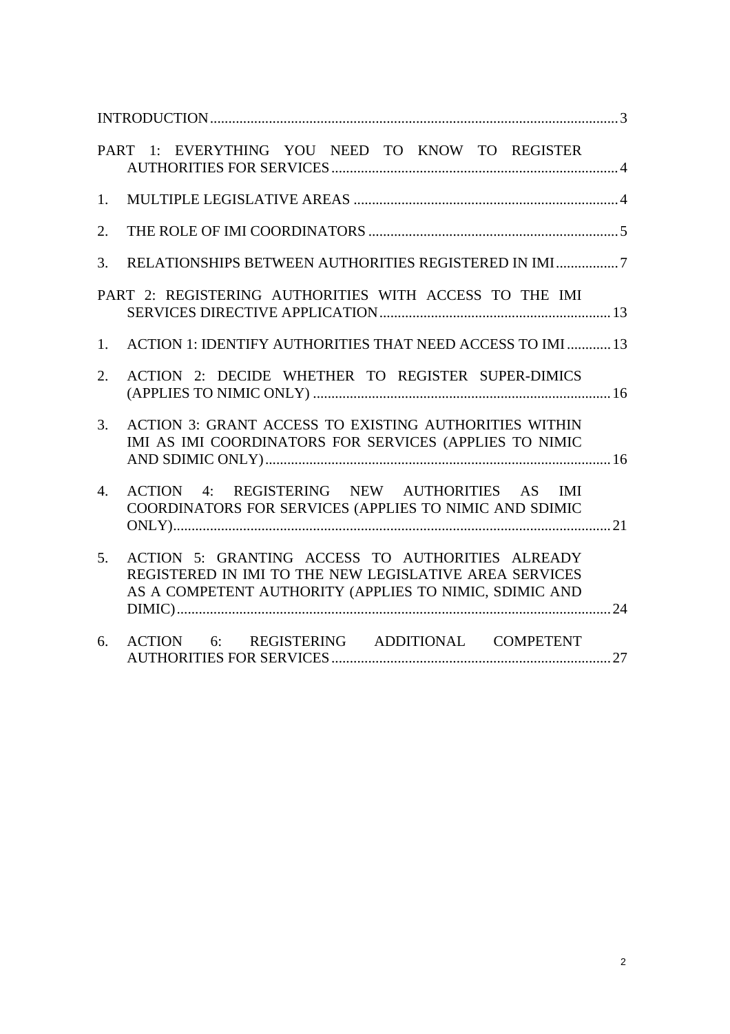INTRODUCTION ... 3

PART 1: EVERYTHING YOU NEED TO KNOW TO REGISTER AUTHORITIES FOR SERVICES ... 4

1. MULTIPLE LEGISLATIVE AREAS ... 4

2. THE ROLE OF IMI COORDINATORS ... 5

3. RELATIONSHIPS BETWEEN AUTHORITIES REGISTERED IN IMI ... 7

PART 2: REGISTERING AUTHORITIES WITH ACCESS TO THE IMI SERVICES DIRECTIVE APPLICATION ... 13

1. ACTION 1: IDENTIFY AUTHORITIES THAT NEED ACCESS TO IMI ... 13

2. ACTION 2: DECIDE WHETHER TO REGISTER SUPER-DIMICS (APPLIES TO NIMIC ONLY) ... 16

3. ACTION 3: GRANT ACCESS TO EXISTING AUTHORITIES WITHIN IMI AS IMI COORDINATORS FOR SERVICES (APPLIES TO NIMIC AND SDIMIC ONLY) ... 16

4. ACTION 4: REGISTERING NEW AUTHORITIES AS IMI COORDINATORS FOR SERVICES (APPLIES TO NIMIC AND SDIMIC ONLY) ... 21

5. ACTION 5: GRANTING ACCESS TO AUTHORITIES ALREADY REGISTERED IN IMI TO THE NEW LEGISLATIVE AREA SERVICES AS A COMPETENT AUTHORITY (APPLIES TO NIMIC, SDIMIC AND DIMIC) ... 24

6. ACTION 6: REGISTERING ADDITIONAL COMPETENT AUTHORITIES FOR SERVICES ... 27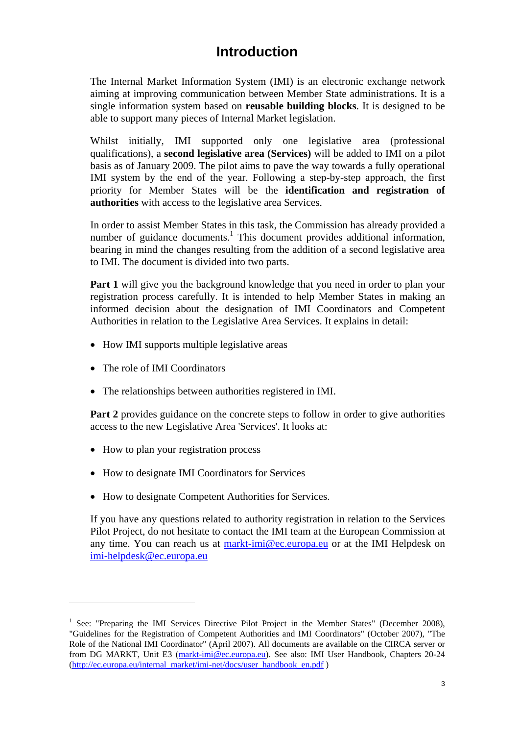# Introduction

The Internal Market Information System (IMI) is an electronic exchange network aiming at improving communication between Member State administrations. It is a single information system based on **reusable building blocks**. It is designed to be able to support many pieces of Internal Market legislation.

Whilst initially, IMI supported only one legislative area (professional qualifications), a **second legislative area (Services)** will be added to IMI on a pilot basis as of January 2009. The pilot aims to pave the way towards a fully operational IMI system by the end of the year. Following a step-by-step approach, the first priority for Member States will be the **identification and registration of authorities** with access to the legislative area Services.

In order to assist Member States in this task, the Commission has already provided a number of guidance documents.[1] This document provides additional information, bearing in mind the changes resulting from the addition of a second legislative area to IMI. The document is divided into two parts.

**Part 1** will give you the background knowledge that you need in order to plan your registration process carefully. It is intended to help Member States in making an informed decision about the designation of IMI Coordinators and Competent Authorities in relation to the Legislative Area Services. It explains in detail:

- How IMI supports multiple legislative areas
- The role of IMI Coordinators
- The relationships between authorities registered in IMI.

**Part 2** provides guidance on the concrete steps to follow in order to give authorities access to the new Legislative Area 'Services'. It looks at:

- How to plan your registration process
- How to designate IMI Coordinators for Services
- How to designate Competent Authorities for Services.

If you have any questions related to authority registration in relation to the Services Pilot Project, do not hesitate to contact the IMI team at the European Commission at any time. You can reach us at markt-imi@ec.europa.eu or at the IMI Helpdesk on imi-helpdesk@ec.europa.eu

---

[1] See: "Preparing the IMI Services Directive Pilot Project in the Member States" (December 2008), "Guidelines for the Registration of Competent Authorities and IMI Coordinators" (October 2007), "The Role of the National IMI Coordinator" (April 2007). All documents are available on the CIRCA server or from DG MARKT, Unit E3 (markt-imi@ec.europa.eu). See also: IMI User Handbook, Chapters 20-24 (http://ec.europa.eu/internal_market/imi-net/docs/user_handbook_en.pdf )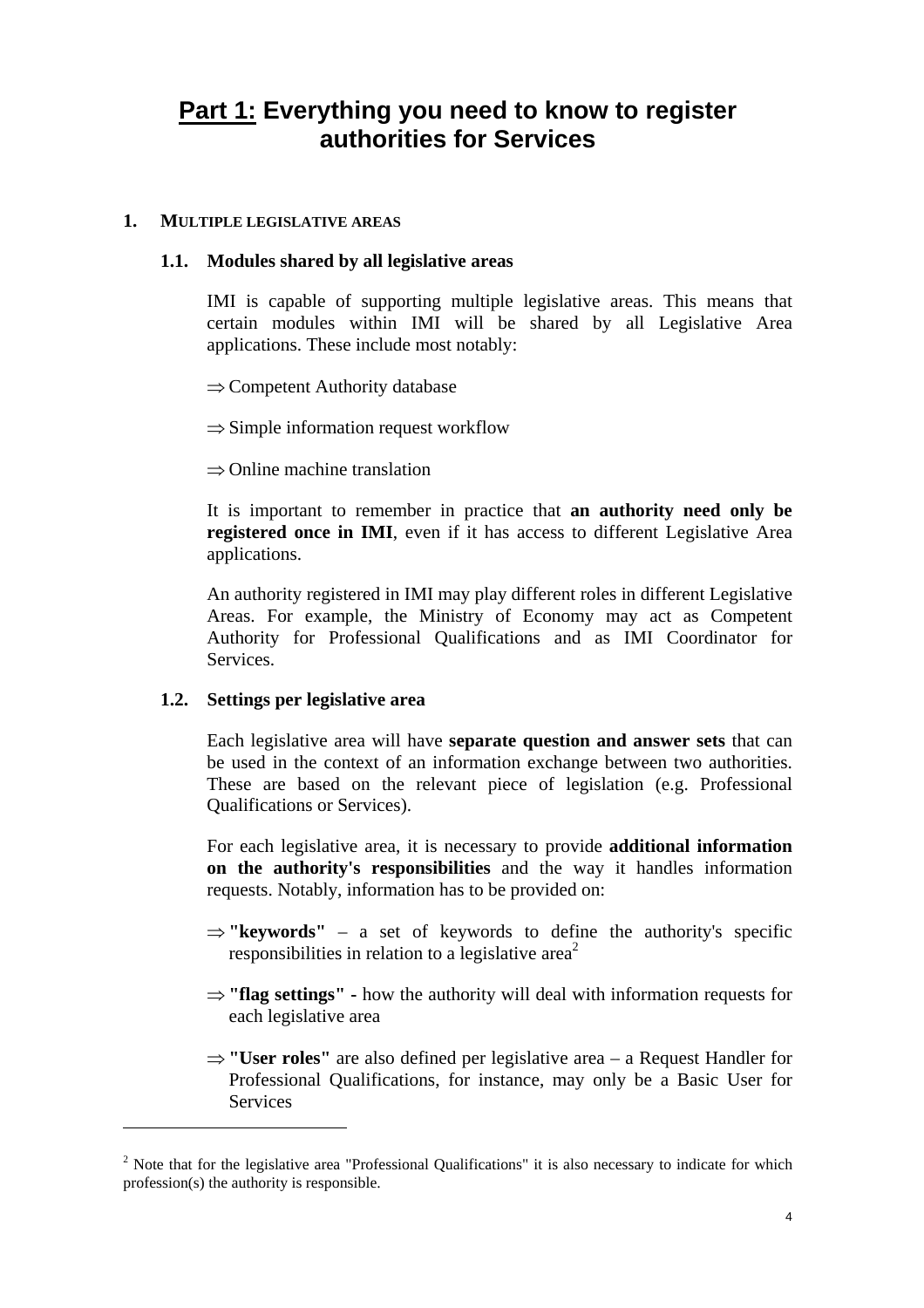# **Part 1:** Everything you need to know to register authorities for Services

## 1. MULTIPLE LEGISLATIVE AREAS

### 1.1. Modules shared by all legislative areas

IMI is capable of supporting multiple legislative areas. This means that certain modules within IMI will be shared by all Legislative Area applications. These include most notably:

⇒ Competent Authority database

⇒ Simple information request workflow

⇒ Online machine translation

It is important to remember in practice that **an authority need only be registered once in IMI**, even if it has access to different Legislative Area applications.

An authority registered in IMI may play different roles in different Legislative Areas. For example, the Ministry of Economy may act as Competent Authority for Professional Qualifications and as IMI Coordinator for Services.

### 1.2. Settings per legislative area

Each legislative area will have **separate question and answer sets** that can be used in the context of an information exchange between two authorities. These are based on the relevant piece of legislation (e.g. Professional Qualifications or Services).

For each legislative area, it is necessary to provide **additional information on the authority's responsibilities** and the way it handles information requests. Notably, information has to be provided on:

⇒ **"keywords"** – a set of keywords to define the authority's specific responsibilities in relation to a legislative area[2]

⇒ **"flag settings" -** how the authority will deal with information requests for each legislative area

⇒ **"User roles"** are also defined per legislative area – a Request Handler for Professional Qualifications, for instance, may only be a Basic User for Services

[2] Note that for the legislative area "Professional Qualifications" it is also necessary to indicate for which profession(s) the authority is responsible.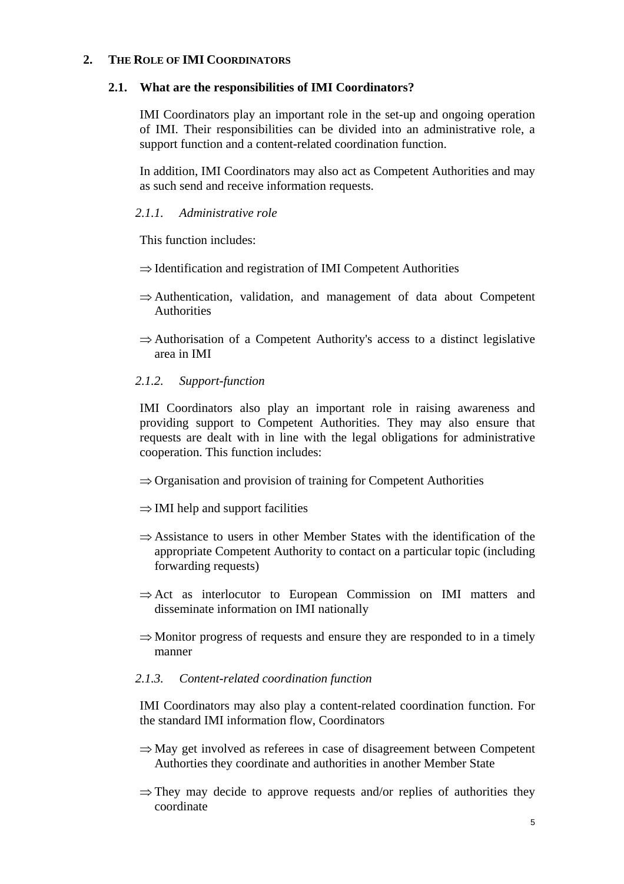## 2. The Role of IMI Coordinators

### 2.1. What are the responsibilities of IMI Coordinators?

IMI Coordinators play an important role in the set-up and ongoing operation of IMI. Their responsibilities can be divided into an administrative role, a support function and a content-related coordination function.

In addition, IMI Coordinators may also act as Competent Authorities and may as such send and receive information requests.

#### *2.1.1. Administrative role*

This function includes:

⇒ Identification and registration of IMI Competent Authorities

⇒ Authentication, validation, and management of data about Competent Authorities

⇒ Authorisation of a Competent Authority's access to a distinct legislative area in IMI

#### *2.1.2. Support-function*

IMI Coordinators also play an important role in raising awareness and providing support to Competent Authorities. They may also ensure that requests are dealt with in line with the legal obligations for administrative cooperation. This function includes:

⇒ Organisation and provision of training for Competent Authorities

⇒ IMI help and support facilities

⇒ Assistance to users in other Member States with the identification of the appropriate Competent Authority to contact on a particular topic (including forwarding requests)

⇒ Act as interlocutor to European Commission on IMI matters and disseminate information on IMI nationally

⇒ Monitor progress of requests and ensure they are responded to in a timely manner

#### *2.1.3. Content-related coordination function*

IMI Coordinators may also play a content-related coordination function. For the standard IMI information flow, Coordinators

⇒ May get involved as referees in case of disagreement between Competent Authorties they coordinate and authorities in another Member State

⇒ They may decide to approve requests and/or replies of authorities they coordinate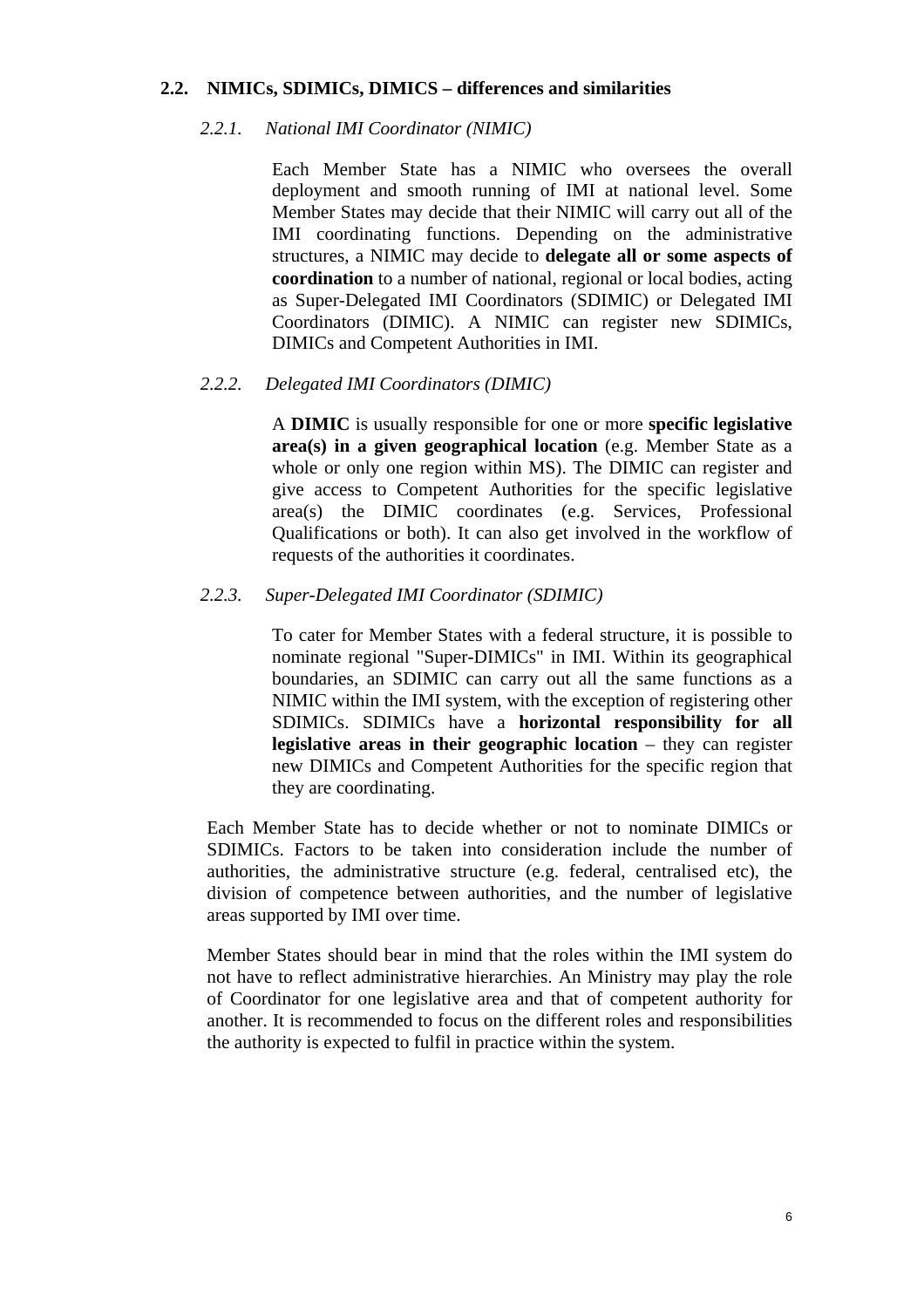## 2.2. NIMICs, SDIMICs, DIMICS – differences and similarities

### *2.2.1. National IMI Coordinator (NIMIC)*

Each Member State has a NIMIC who oversees the overall deployment and smooth running of IMI at national level. Some Member States may decide that their NIMIC will carry out all of the IMI coordinating functions. Depending on the administrative structures, a NIMIC may decide to **delegate all or some aspects of coordination** to a number of national, regional or local bodies, acting as Super-Delegated IMI Coordinators (SDIMIC) or Delegated IMI Coordinators (DIMIC). A NIMIC can register new SDIMICs, DIMICs and Competent Authorities in IMI.

### *2.2.2. Delegated IMI Coordinators (DIMIC)*

A **DIMIC** is usually responsible for one or more **specific legislative area(s) in a given geographical location** (e.g. Member State as a whole or only one region within MS). The DIMIC can register and give access to Competent Authorities for the specific legislative area(s) the DIMIC coordinates (e.g. Services, Professional Qualifications or both). It can also get involved in the workflow of requests of the authorities it coordinates.

### *2.2.3. Super-Delegated IMI Coordinator (SDIMIC)*

To cater for Member States with a federal structure, it is possible to nominate regional "Super-DIMICs" in IMI. Within its geographical boundaries, an SDIMIC can carry out all the same functions as a NIMIC within the IMI system, with the exception of registering other SDIMICs. SDIMICs have a **horizontal responsibility for all legislative areas in their geographic location** – they can register new DIMICs and Competent Authorities for the specific region that they are coordinating.

Each Member State has to decide whether or not to nominate DIMICs or SDIMICs. Factors to be taken into consideration include the number of authorities, the administrative structure (e.g. federal, centralised etc), the division of competence between authorities, and the number of legislative areas supported by IMI over time.

Member States should bear in mind that the roles within the IMI system do not have to reflect administrative hierarchies. An Ministry may play the role of Coordinator for one legislative area and that of competent authority for another. It is recommended to focus on the different roles and responsibilities the authority is expected to fulfil in practice within the system.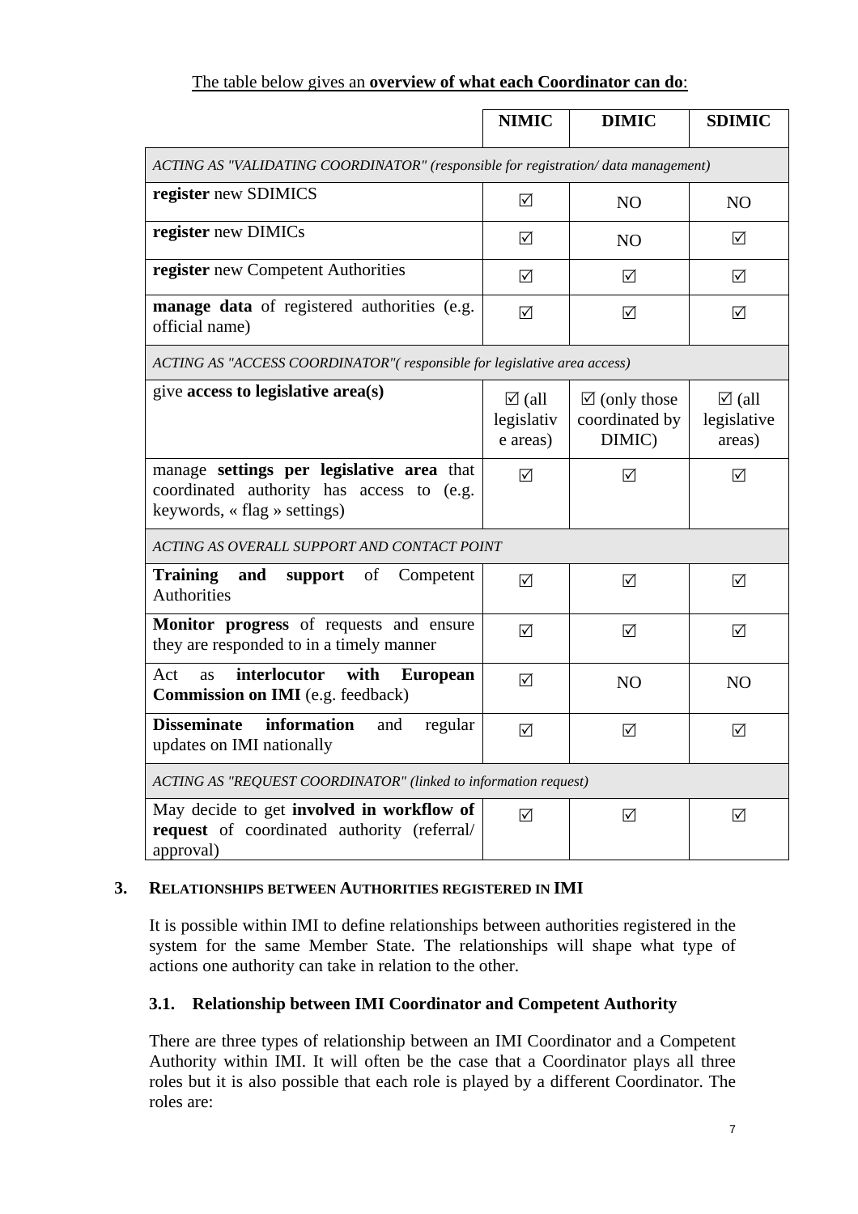The table below gives an **overview of what each Coordinator can do**:

| | **NIMIC** | **DIMIC** | **SDIMIC** |
|---|---|---|---|
| *ACTING AS "VALIDATING COORDINATOR" (responsible for registration/ data management)* | | | |
| **register** new SDIMICS | ☑ | NO | NO |
| **register** new DIMICs | ☑ | NO | ☑ |
| **register** new Competent Authorities | ☑ | ☑ | ☑ |
| **manage data** of registered authorities (e.g. official name) | ☑ | ☑ | ☑ |
| *ACTING AS "ACCESS COORDINATOR"( responsible for legislative area access)* | | | |
| give **access to legislative area(s)** | ☑ (all legislative areas) | ☑ (only those coordinated by DIMIC) | ☑ (all legislative areas) |
| manage **settings per legislative area** that coordinated authority has access to (e.g. keywords, « flag » settings) | ☑ | ☑ | ☑ |
| *ACTING AS OVERALL SUPPORT AND CONTACT POINT* | | | |
| **Training and support** of Competent Authorities | ☑ | ☑ | ☑ |
| **Monitor progress** of requests and ensure they are responded to in a timely manner | ☑ | ☑ | ☑ |
| Act as **interlocutor with European Commission on IMI** (e.g. feedback) | ☑ | NO | NO |
| **Disseminate information** and regular updates on IMI nationally | ☑ | ☑ | ☑ |
| *ACTING AS "REQUEST COORDINATOR" (linked to information request)* | | | |
| May decide to get **involved in workflow of request** of coordinated authority (referral/ approval) | ☑ | ☑ | ☑ |

## 3. Relationships between Authorities registered in IMI

It is possible within IMI to define relationships between authorities registered in the system for the same Member State. The relationships will shape what type of actions one authority can take in relation to the other.

### 3.1. Relationship between IMI Coordinator and Competent Authority

There are three types of relationship between an IMI Coordinator and a Competent Authority within IMI. It will often be the case that a Coordinator plays all three roles but it is also possible that each role is played by a different Coordinator. The roles are: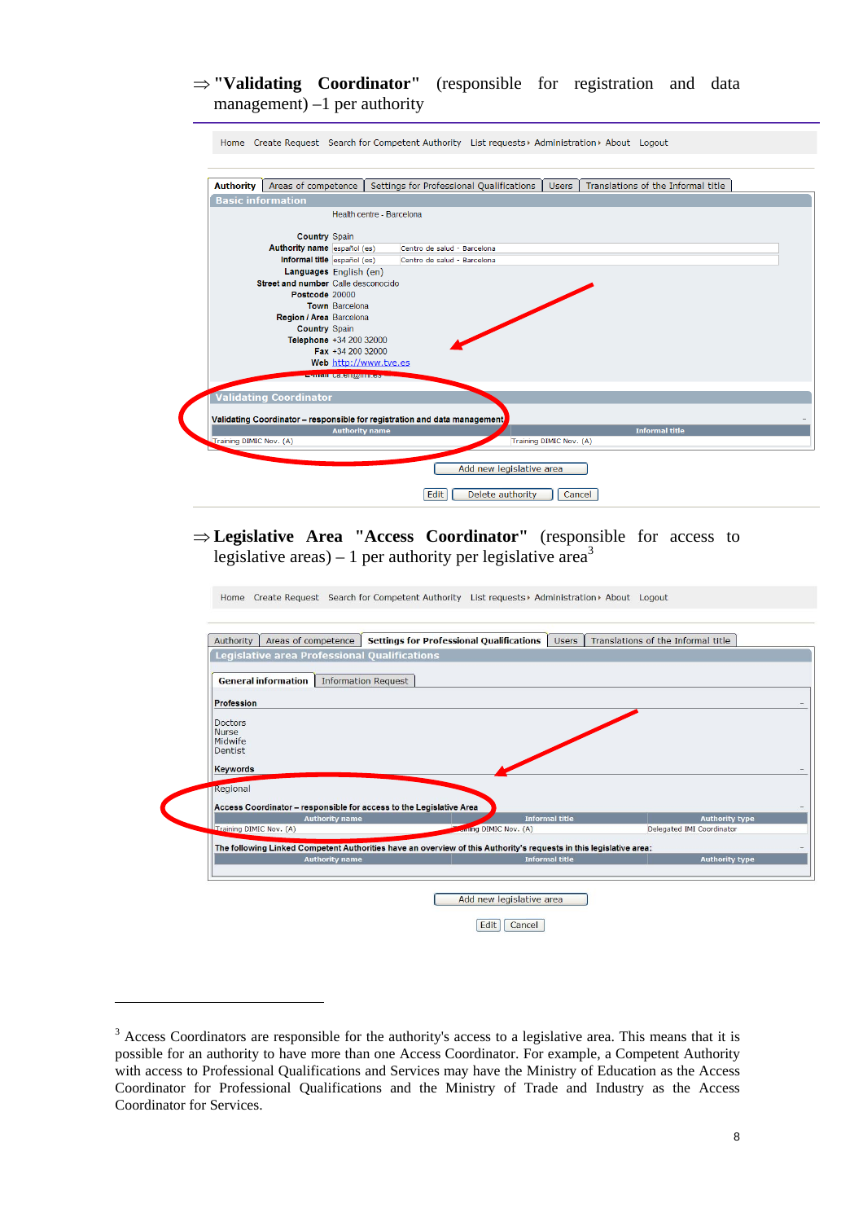⇒ **"Validating Coordinator"** (responsible for registration and data management) –1 per authority

Home Create Request Search for Competent Authority List requests Administration About Logout

Authority | Areas of competence | Settings for Professional Qualifications | Users | Translations of the Informal title

**Basic information**

Health centre - Barcelona

**Country** Spain
**Authority name** español (es) Centro de salud - Barcelona
**Informal title** español (es) Centro de salud - Barcelona
**Languages** English (en)
**Street and number** Calle desconocido
**Postcode** 20000
**Town** Barcelona
**Region / Area** Barcelona
**Country** Spain
**Telephone** +34 200 32000
**Fax** +34 200 32000
**Web** http://www.tve.es
**E-mail** ca.en@im.es

**Validating Coordinator**

**Validating Coordinator – responsible for registration and data management**

| Authority name | Informal title |
| --- | --- |
| Training DIMIC Nov. (A) | Training DIMIC Nov. (A) |

Add new legislative area

Edit | Delete authority | Cancel

⇒ **Legislative Area "Access Coordinator"** (responsible for access to legislative areas) – 1 per authority per legislative area[3]

Home Create Request Search for Competent Authority List requests Administration About Logout

Authority | Areas of competence | Settings for Professional Qualifications | Users | Translations of the Informal title

**Legislative area Professional Qualifications**

General information | Information Request

**Profession**

Doctors
Nurse
Midwife
Dentist

**Keywords**

Regional

**Access Coordinator – responsible for access to the Legislative Area**

| Authority name | Informal title | Authority type |
| --- | --- | --- |
| Training DIMIC Nov. (A) | Training DIMIC Nov. (A) | Delegated IMI Coordinator |

**The following Linked Competent Authorities have an overview of this Authority's requests in this legislative area:**

| Authority name | Informal title | Authority type |
| --- | --- | --- |

Add new legislative area

Edit | Cancel

[3] Access Coordinators are responsible for the authority's access to a legislative area. This means that it is possible for an authority to have more than one Access Coordinator. For example, a Competent Authority with access to Professional Qualifications and Services may have the Ministry of Education as the Access Coordinator for Professional Qualifications and the Ministry of Trade and Industry as the Access Coordinator for Services.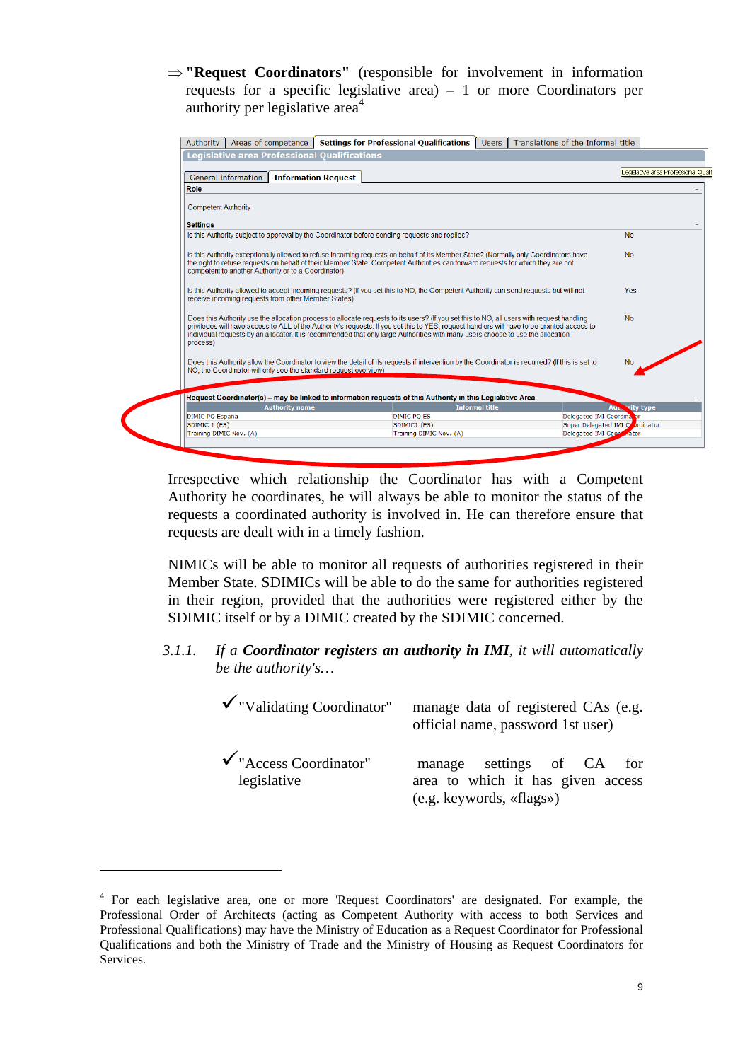⇒ **"Request Coordinators"** (responsible for involvement in information requests for a specific legislative area) – 1 or more Coordinators per authority per legislative area[4]

| Authority | Areas of competence | Settings for Professional Qualifications | Users | Translations of the Informal title |
|---|---|---|---|---|

**Legislative area Professional Qualifications**

General information | **Information Request**

**Role**

Competent Authority

**Settings**

| | |
|---|---|
| Is this Authority subject to approval by the Coordinator before sending requests and replies? | No |
| Is this Authority exceptionally allowed to refuse incoming requests on behalf of its Member State? (Normally only Coordinators have the right to refuse requests on behalf of their Member State. Competent Authorities can forward requests for which they are not competent to another Authority or to a Coordinator) | No |
| Is this Authority allowed to accept incoming requests? (If you set this to NO, the Competent Authority can send requests but will not receive incoming requests from other Member States) | Yes |
| Does this Authority use the allocation process to allocate requests to its users? (If you set this to NO, all users with request handling privileges will have access to ALL of the Authority's requests. If you set this to YES, request handlers will have to be granted access to individual requests by an allocator. It is recommended that only large Authorities with many users choose to use the allocation process) | No |
| Does this Authority allow the Coordinator to view the detail of its requests if intervention by the Coordinator is required? (If this is set to NO, the Coordinator will only see the standard request overview) | No |

**Request Coordinator(s) – may be linked to information requests of this Authority in this Legislative Area**

| Authority name | Informal title | Authority type |
|---|---|---|
| DIMIC PQ España | DIMIC PQ ES | Delegated IMI Coordinator |
| SDIMIC 1 (ES) | SDIMIC1 (ES) | Super Delegated IMI Coordinator |
| Training DIMIC Nov. (A) | Training DIMIC Nov. (A) | Delegated IMI Coordinator |

Irrespective which relationship the Coordinator has with a Competent Authority he coordinates, he will always be able to monitor the status of the requests a coordinated authority is involved in. He can therefore ensure that requests are dealt with in a timely fashion.

NIMICs will be able to monitor all requests of authorities registered in their Member State. SDIMICs will be able to do the same for authorities registered in their region, provided that the authorities were registered either by the SDIMIC itself or by a DIMIC created by the SDIMIC concerned.

### 3.1.1. *If a **Coordinator registers an authority in IMI**, it will automatically be the authority's…*

| | |
|---|---|
| ✓"Validating Coordinator" | manage data of registered CAs (e.g. official name, password 1st user) |
| ✓"Access Coordinator" legislative | manage settings of CA for area to which it has given access (e.g. keywords, «flags») |

[4] For each legislative area, one or more 'Request Coordinators' are designated. For example, the Professional Order of Architects (acting as Competent Authority with access to both Services and Professional Qualifications) may have the Ministry of Education as a Request Coordinator for Professional Qualifications and both the Ministry of Trade and the Ministry of Housing as Request Coordinators for Services.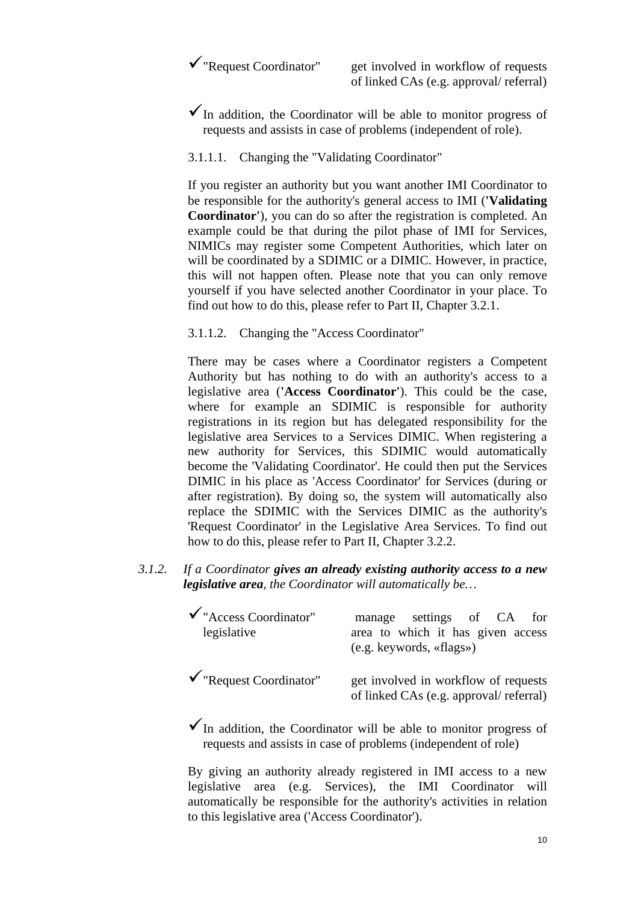- ✓ "Request Coordinator" — get involved in workflow of requests of linked CAs (e.g. approval/ referral)

- ✓ In addition, the Coordinator will be able to monitor progress of requests and assists in case of problems (independent of role).

#### 3.1.1.1. Changing the "Validating Coordinator"

If you register an authority but you want another IMI Coordinator to be responsible for the authority's general access to IMI (**'Validating Coordinator'**), you can do so after the registration is completed. An example could be that during the pilot phase of IMI for Services, NIMICs may register some Competent Authorities, which later on will be coordinated by a SDIMIC or a DIMIC. However, in practice, this will not happen often. Please note that you can only remove yourself if you have selected another Coordinator in your place. To find out how to do this, please refer to Part II, Chapter 3.2.1.

#### 3.1.1.2. Changing the "Access Coordinator"

There may be cases where a Coordinator registers a Competent Authority but has nothing to do with an authority's access to a legislative area (**'Access Coordinator'**). This could be the case, where for example an SDIMIC is responsible for authority registrations in its region but has delegated responsibility for the legislative area Services to a Services DIMIC. When registering a new authority for Services, this SDIMIC would automatically become the 'Validating Coordinator'. He could then put the Services DIMIC in his place as 'Access Coordinator' for Services (during or after registration). By doing so, the system will automatically also replace the SDIMIC with the Services DIMIC as the authority's 'Request Coordinator' in the Legislative Area Services. To find out how to do this, please refer to Part II, Chapter 3.2.2.

### *3.1.2. If a Coordinator* ***gives an already existing authority access to a new legislative area****, the Coordinator will automatically be…*

- ✓ "Access Coordinator" legislative — manage settings of CA for area to which it has given access (e.g. keywords, «flags»)

- ✓ "Request Coordinator" — get involved in workflow of requests of linked CAs (e.g. approval/ referral)

- ✓ In addition, the Coordinator will be able to monitor progress of requests and assists in case of problems (independent of role)

By giving an authority already registered in IMI access to a new legislative area (e.g. Services), the IMI Coordinator will automatically be responsible for the authority's activities in relation to this legislative area ('Access Coordinator').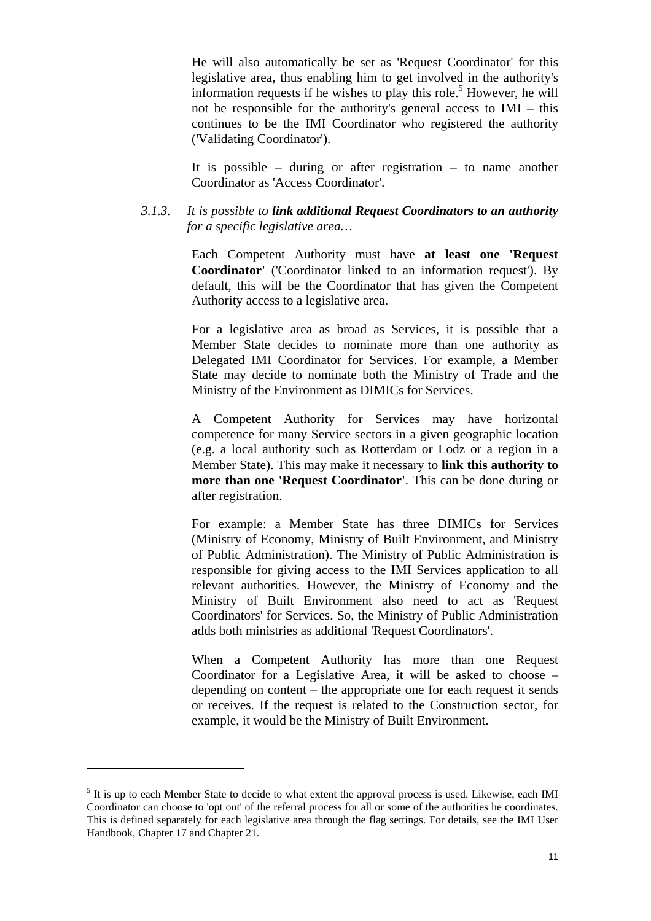He will also automatically be set as 'Request Coordinator' for this legislative area, thus enabling him to get involved in the authority's information requests if he wishes to play this role.[5] However, he will not be responsible for the authority's general access to IMI – this continues to be the IMI Coordinator who registered the authority ('Validating Coordinator').

It is possible – during or after registration – to name another Coordinator as 'Access Coordinator'.

### 3.1.3. *It is possible to **link additional Request Coordinators to an authority** for a specific legislative area…*

Each Competent Authority must have **at least one 'Request Coordinator'** ('Coordinator linked to an information request'). By default, this will be the Coordinator that has given the Competent Authority access to a legislative area.

For a legislative area as broad as Services, it is possible that a Member State decides to nominate more than one authority as Delegated IMI Coordinator for Services. For example, a Member State may decide to nominate both the Ministry of Trade and the Ministry of the Environment as DIMICs for Services.

A Competent Authority for Services may have horizontal competence for many Service sectors in a given geographic location (e.g. a local authority such as Rotterdam or Lodz or a region in a Member State). This may make it necessary to **link this authority to more than one 'Request Coordinator'**. This can be done during or after registration.

For example: a Member State has three DIMICs for Services (Ministry of Economy, Ministry of Built Environment, and Ministry of Public Administration). The Ministry of Public Administration is responsible for giving access to the IMI Services application to all relevant authorities. However, the Ministry of Economy and the Ministry of Built Environment also need to act as 'Request Coordinators' for Services. So, the Ministry of Public Administration adds both ministries as additional 'Request Coordinators'.

When a Competent Authority has more than one Request Coordinator for a Legislative Area, it will be asked to choose – depending on content – the appropriate one for each request it sends or receives. If the request is related to the Construction sector, for example, it would be the Ministry of Built Environment.

---

[5] It is up to each Member State to decide to what extent the approval process is used. Likewise, each IMI Coordinator can choose to 'opt out' of the referral process for all or some of the authorities he coordinates. This is defined separately for each legislative area through the flag settings. For details, see the IMI User Handbook, Chapter 17 and Chapter 21.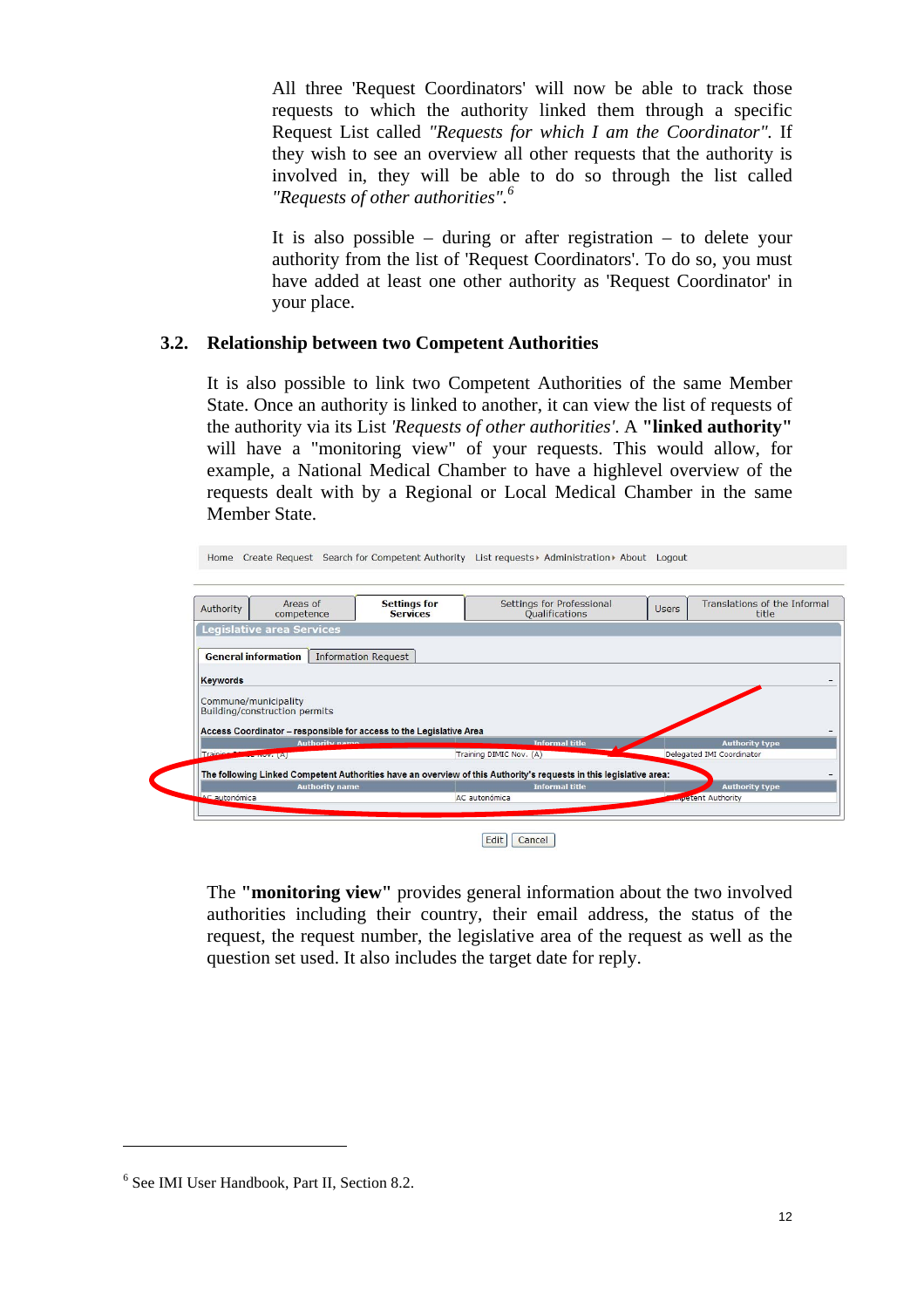All three 'Request Coordinators' will now be able to track those requests to which the authority linked them through a specific Request List called *"Requests for which I am the Coordinator"*. If they wish to see an overview all other requests that the authority is involved in, they will be able to do so through the list called *"Requests of other authorities"*.[6]

It is also possible – during or after registration – to delete your authority from the list of 'Request Coordinators'. To do so, you must have added at least one other authority as 'Request Coordinator' in your place.

### 3.2. Relationship between two Competent Authorities

It is also possible to link two Competent Authorities of the same Member State. Once an authority is linked to another, it can view the list of requests of the authority via its List *'Requests of other authorities'*. A **"linked authority"** will have a "monitoring view" of your requests. This would allow, for example, a National Medical Chamber to have a highlevel overview of the requests dealt with by a Regional or Local Medical Chamber in the same Member State.

The **"monitoring view"** provides general information about the two involved authorities including their country, their email address, the status of the request, the request number, the legislative area of the request as well as the question set used. It also includes the target date for reply.

---

[6] See IMI User Handbook, Part II, Section 8.2.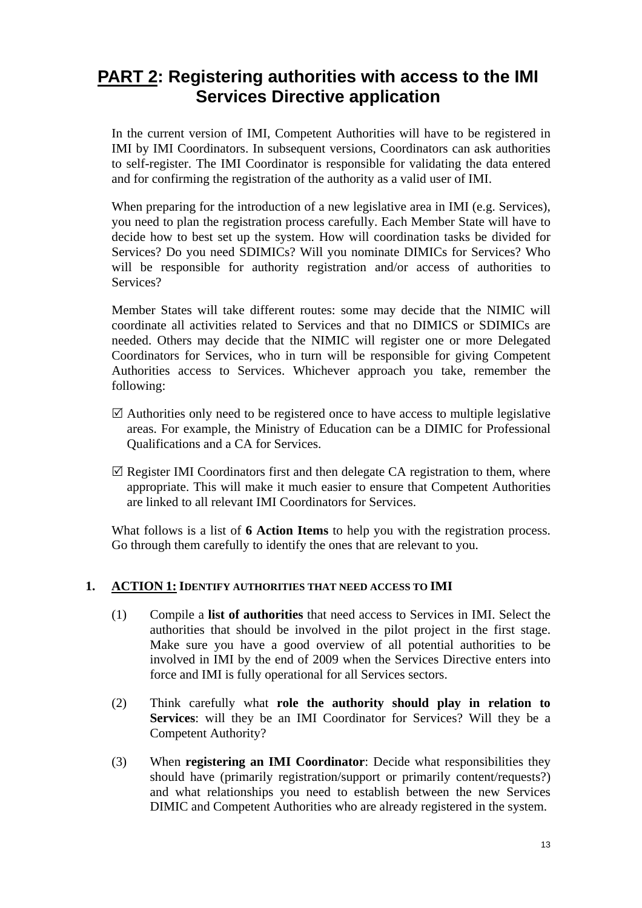# **PART 2**: Registering authorities with access to the IMI Services Directive application

In the current version of IMI, Competent Authorities will have to be registered in IMI by IMI Coordinators. In subsequent versions, Coordinators can ask authorities to self-register. The IMI Coordinator is responsible for validating the data entered and for confirming the registration of the authority as a valid user of IMI.

When preparing for the introduction of a new legislative area in IMI (e.g. Services), you need to plan the registration process carefully. Each Member State will have to decide how to best set up the system. How will coordination tasks be divided for Services? Do you need SDIMICs? Will you nominate DIMICs for Services? Who will be responsible for authority registration and/or access of authorities to Services?

Member States will take different routes: some may decide that the NIMIC will coordinate all activities related to Services and that no DIMICS or SDIMICs are needed. Others may decide that the NIMIC will register one or more Delegated Coordinators for Services, who in turn will be responsible for giving Competent Authorities access to Services. Whichever approach you take, remember the following:

- ☑ Authorities only need to be registered once to have access to multiple legislative areas. For example, the Ministry of Education can be a DIMIC for Professional Qualifications and a CA for Services.
- ☑ Register IMI Coordinators first and then delegate CA registration to them, where appropriate. This will make it much easier to ensure that Competent Authorities are linked to all relevant IMI Coordinators for Services.

What follows is a list of **6 Action Items** to help you with the registration process. Go through them carefully to identify the ones that are relevant to you.

## 1. ACTION 1: IDENTIFY AUTHORITIES THAT NEED ACCESS TO IMI

(1) Compile a **list of authorities** that need access to Services in IMI. Select the authorities that should be involved in the pilot project in the first stage. Make sure you have a good overview of all potential authorities to be involved in IMI by the end of 2009 when the Services Directive enters into force and IMI is fully operational for all Services sectors.

(2) Think carefully what **role the authority should play in relation to Services**: will they be an IMI Coordinator for Services? Will they be a Competent Authority?

(3) When **registering an IMI Coordinator**: Decide what responsibilities they should have (primarily registration/support or primarily content/requests?) and what relationships you need to establish between the new Services DIMIC and Competent Authorities who are already registered in the system.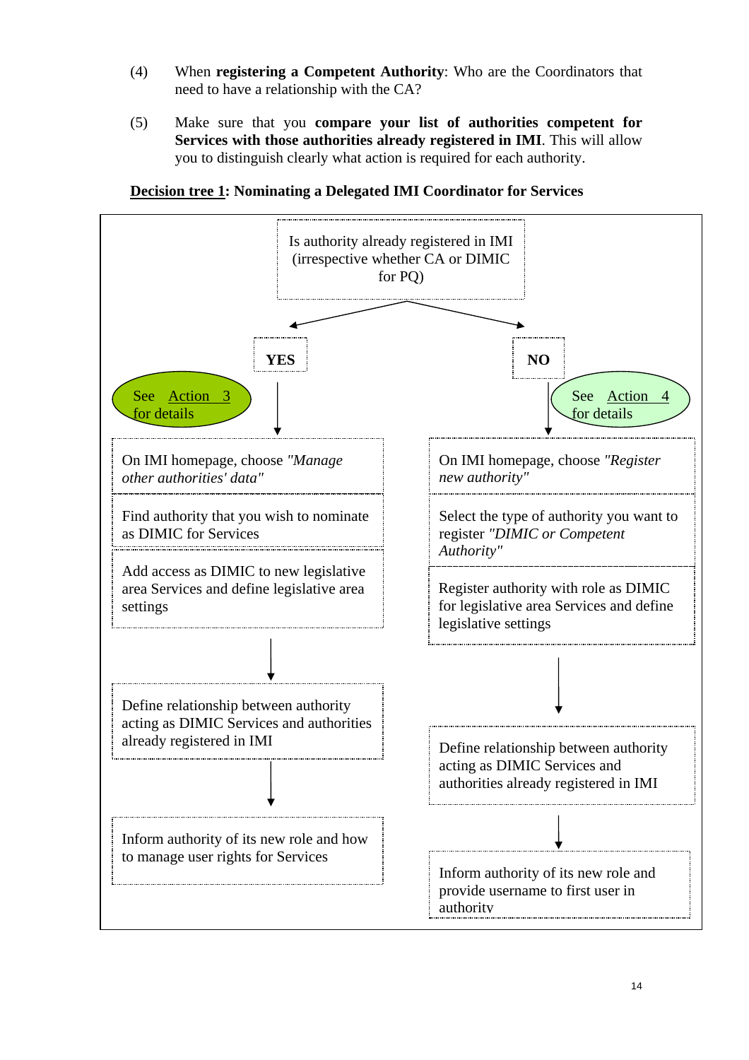(4) When **registering a Competent Authority**: Who are the Coordinators that need to have a relationship with the CA?

(5) Make sure that you **compare your list of authorities competent for Services with those authorities already registered in IMI**. This will allow you to distinguish clearly what action is required for each authority.

**<u>Decision tree 1</u>: Nominating a Delegated IMI Coordinator for Services**

Is authority already registered in IMI (irrespective whether CA or DIMIC for PQ)

**YES** (See Action 3 for details)

- On IMI homepage, choose *"Manage other authorities' data"*
- Find authority that you wish to nominate as DIMIC for Services
- Add access as DIMIC to new legislative area Services and define legislative area settings

↓

- Define relationship between authority acting as DIMIC Services and authorities already registered in IMI

↓

- Inform authority of its new role and how to manage user rights for Services

**NO** (See Action 4 for details)

- On IMI homepage, choose *"Register new authority"*
- Select the type of authority you want to register *"DIMIC or Competent Authority"*
- Register authority with role as DIMIC for legislative area Services and define legislative settings

↓

- Define relationship between authority acting as DIMIC Services and authorities already registered in IMI

↓

- Inform authority of its new role and provide username to first user in authority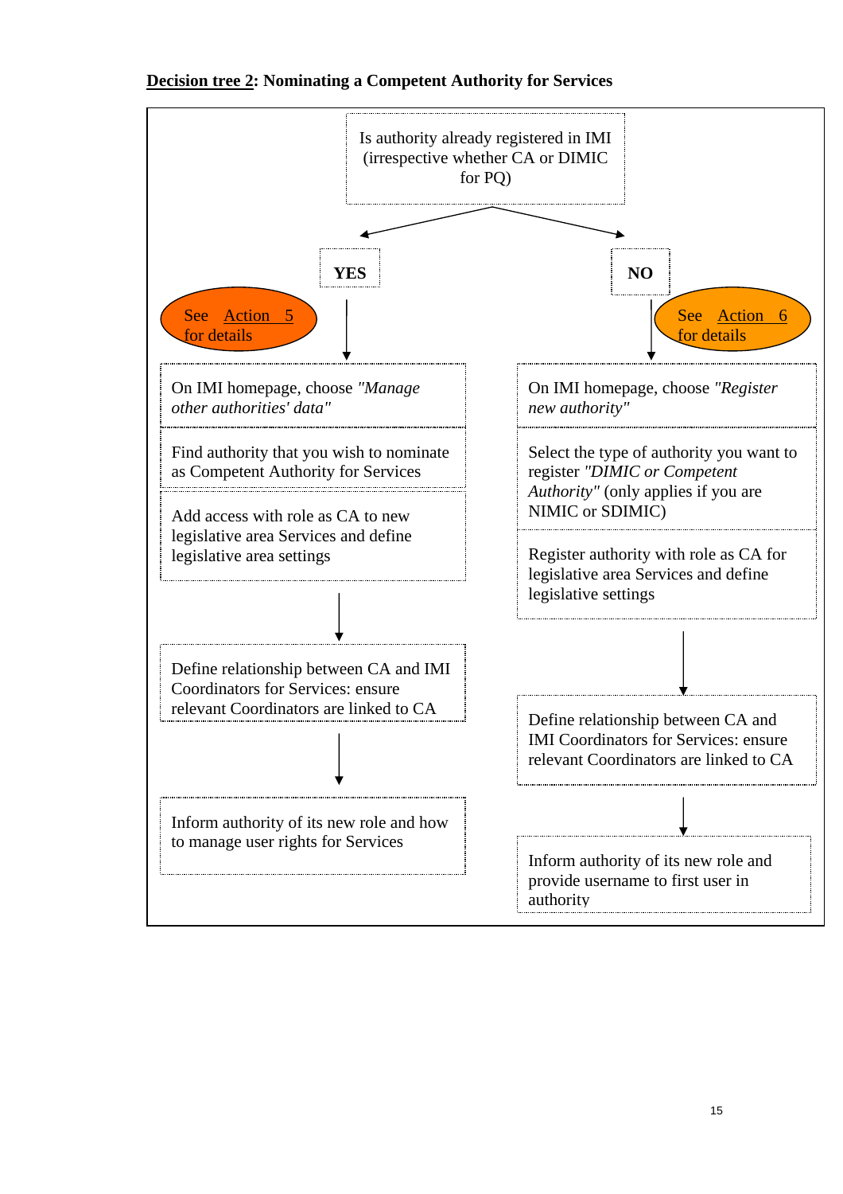**<u>Decision tree 2</u>: Nominating a Competent Authority for Services**

Is authority already registered in IMI (irrespective whether CA or DIMIC for PQ)

**YES**

See Action 5 for details

- On IMI homepage, choose *"Manage other authorities' data"*
- Find authority that you wish to nominate as Competent Authority for Services
- Add access with role as CA to new legislative area Services and define legislative area settings

↓

Define relationship between CA and IMI Coordinators for Services: ensure relevant Coordinators are linked to CA

↓

Inform authority of its new role and how to manage user rights for Services

**NO**

See Action 6 for details

- On IMI homepage, choose *"Register new authority"*
- Select the type of authority you want to register *"DIMIC or Competent Authority"* (only applies if you are NIMIC or SDIMIC)
- Register authority with role as CA for legislative area Services and define legislative settings

↓

Define relationship between CA and IMI Coordinators for Services: ensure relevant Coordinators are linked to CA

↓

Inform authority of its new role and provide username to first user in authority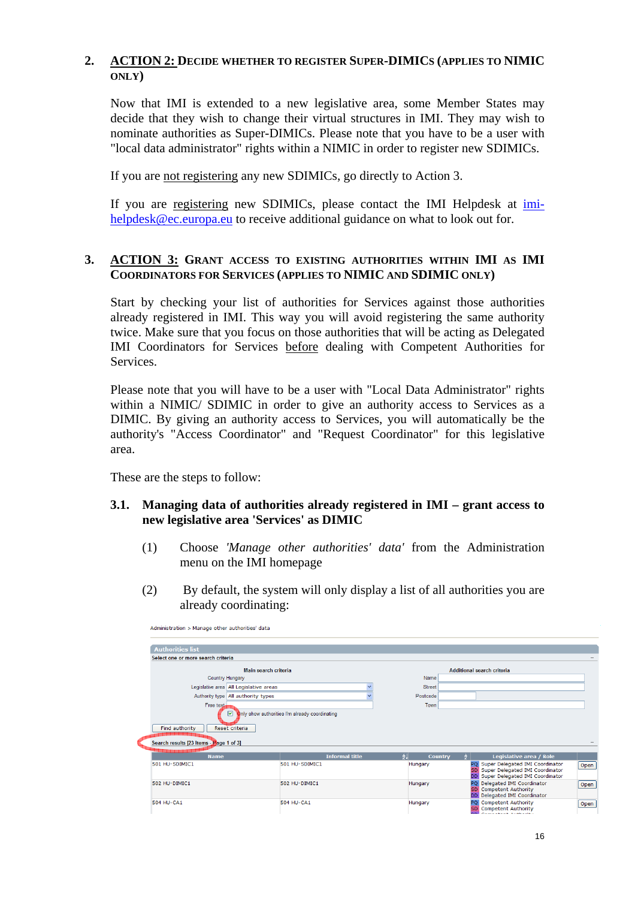## 2. ACTION 2: DECIDE WHETHER TO REGISTER SUPER-DIMICS (APPLIES TO NIMIC ONLY)

Now that IMI is extended to a new legislative area, some Member States may decide that they wish to change their virtual structures in IMI. They may wish to nominate authorities as Super-DIMICs. Please note that you have to be a user with "local data administrator" rights within a NIMIC in order to register new SDIMICs.

If you are not registering any new SDIMICs, go directly to Action 3.

If you are registering new SDIMICs, please contact the IMI Helpdesk at imi-helpdesk@ec.europa.eu to receive additional guidance on what to look out for.

## 3. ACTION 3: GRANT ACCESS TO EXISTING AUTHORITIES WITHIN IMI AS IMI COORDINATORS FOR SERVICES (APPLIES TO NIMIC AND SDIMIC ONLY)

Start by checking your list of authorities for Services against those authorities already registered in IMI. This way you will avoid registering the same authority twice. Make sure that you focus on those authorities that will be acting as Delegated IMI Coordinators for Services before dealing with Competent Authorities for Services.

Please note that you will have to be a user with "Local Data Administrator" rights within a NIMIC/ SDIMIC in order to give an authority access to Services as a DIMIC. By giving an authority access to Services, you will automatically be the authority's "Access Coordinator" and "Request Coordinator" for this legislative area.

These are the steps to follow:

### 3.1. Managing data of authorities already registered in IMI – grant access to new legislative area 'Services' as DIMIC

(1) Choose *'Manage other authorities' data'* from the Administration menu on the IMI homepage

(2) By default, the system will only display a list of all authorities you are already coordinating:

Administration > Manage other authorities' data

**Authorities list**

Select one or more search criteria

| Main search criteria | | Additional search criteria | |
|---|---|---|---|
| Country | Hungary | Name | |
| Legislative area | All Legislative areas | Street | |
| Authority type | All authority types | Postcode | |
| Free text | | Town | |

☑ Only show authorities I'm already coordinating

Find authority | Reset criteria

Search results [23 Items - Page 1 of 3]

| Name | Informal title | Country | Legislative area / Role | |
|---|---|---|---|---|
| 501 HU-SDIMIC1 | 501 HU-SDIMIC1 | Hungary | PQ Super Delegated IMI Coordinator<br>SD Super Delegated IMI Coordinator<br>DD Super Delegated IMI Coordinator | Open |
| 502 HU-DIMIC1 | 502 HU-DIMIC1 | Hungary | PQ Delegated IMI Coordinator<br>SD Competent Authority<br>DD Delegated IMI Coordinator | Open |
| 504 HU-CA1 | 504 HU-CA1 | Hungary | PQ Competent Authority<br>SD Competent Authority | Open |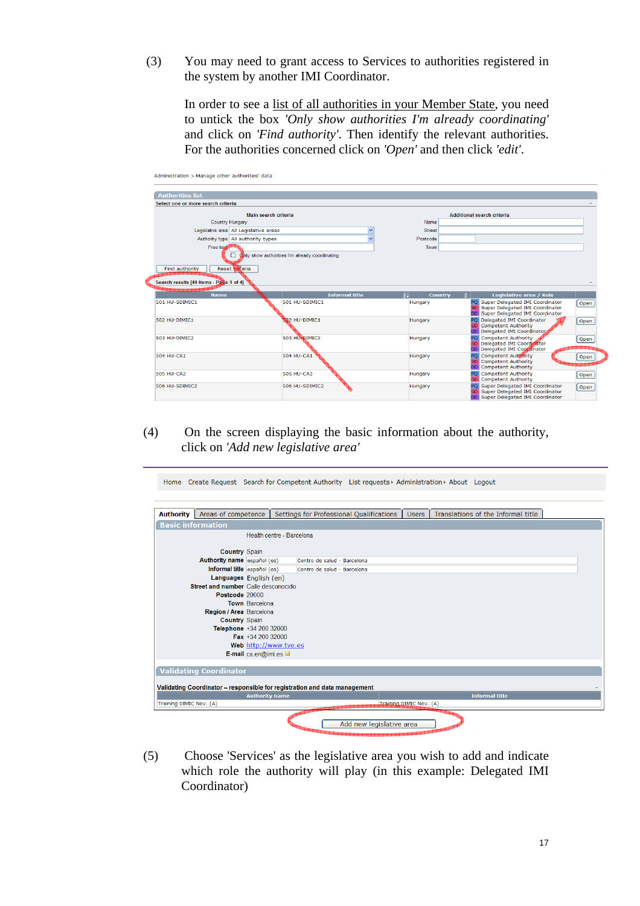(3) You may need to grant access to Services to authorities registered in the system by another IMI Coordinator.

In order to see a list of all authorities in your Member State, you need to untick the box *'Only show authorities I'm already coordinating'* and click on *'Find authority'*. Then identify the relevant authorities. For the authorities concerned click on *'Open'* and then click *'edit'*.

(4) On the screen displaying the basic information about the authority, click on *'Add new legislative area'*

(5) Choose 'Services' as the legislative area you wish to add and indicate which role the authority will play (in this example: Delegated IMI Coordinator)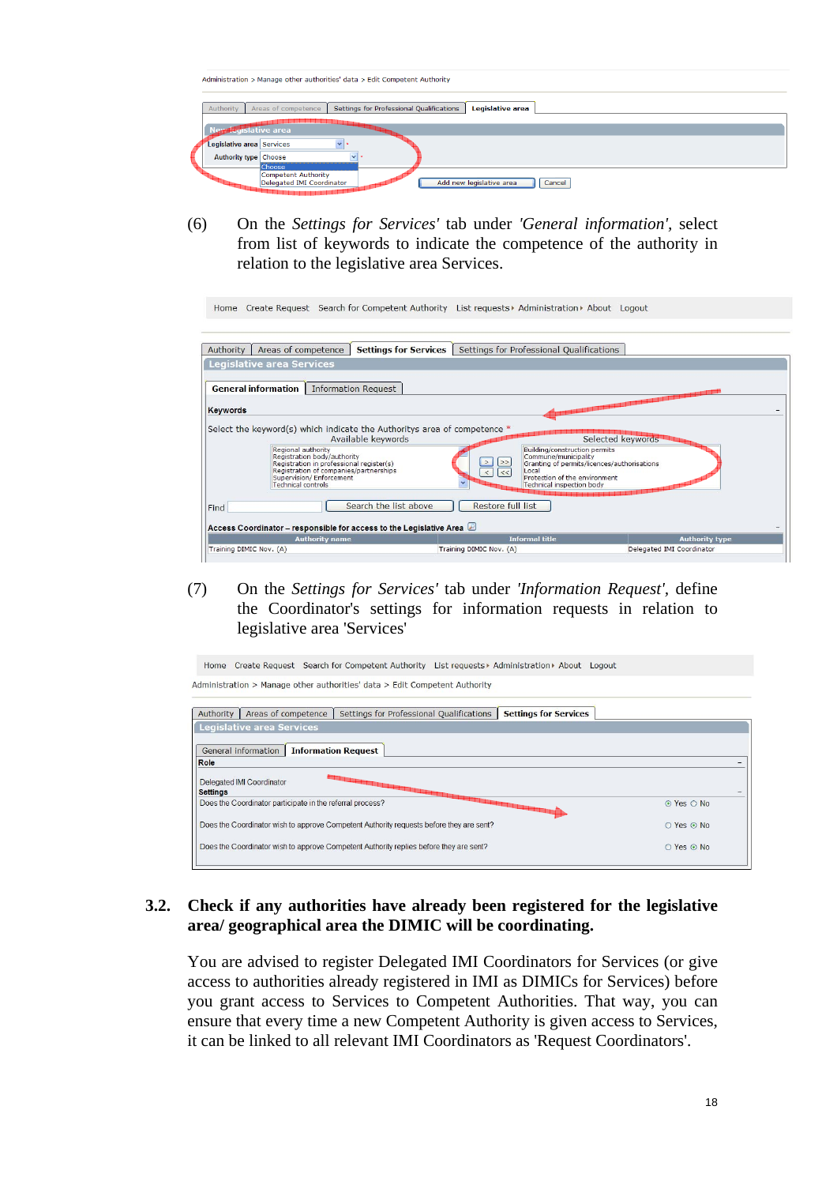(6) On the *Settings for Services'* tab under *'General information'*, select from list of keywords to indicate the competence of the authority in relation to the legislative area Services.

(7) On the *Settings for Services'* tab under *'Information Request'*, define the Coordinator's settings for information requests in relation to legislative area 'Services'

## 3.2. Check if any authorities have already been registered for the legislative area/ geographical area the DIMIC will be coordinating.

You are advised to register Delegated IMI Coordinators for Services (or give access to authorities already registered in IMI as DIMICs for Services) before you grant access to Services to Competent Authorities. That way, you can ensure that every time a new Competent Authority is given access to Services, it can be linked to all relevant IMI Coordinators as 'Request Coordinators'.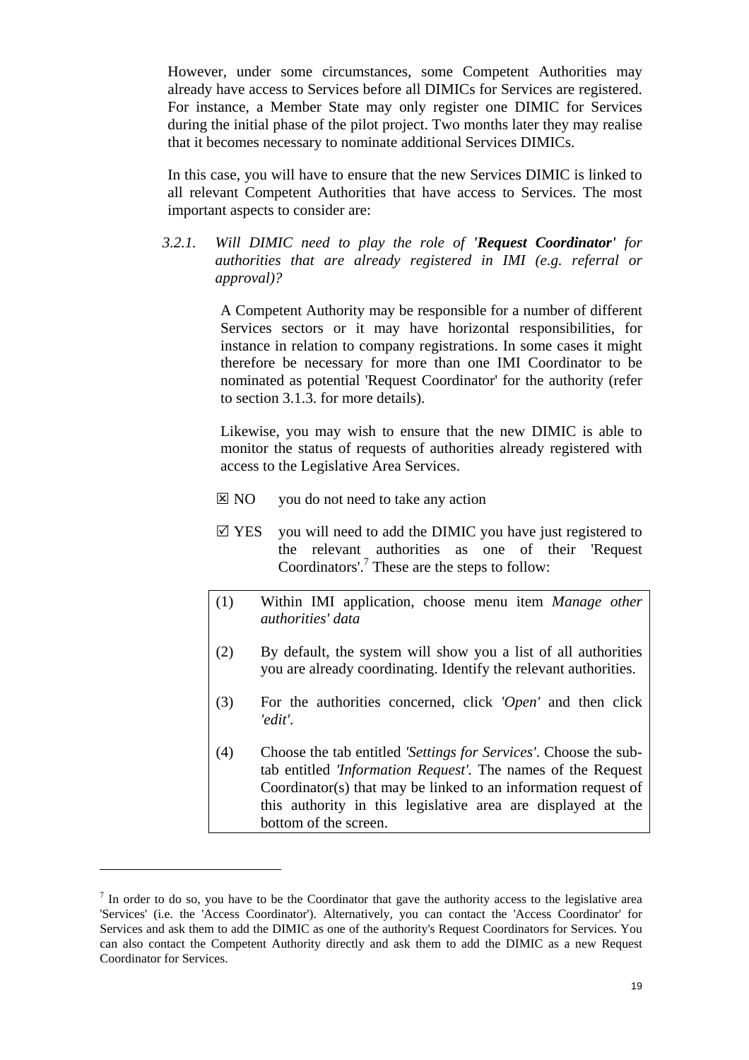However, under some circumstances, some Competent Authorities may already have access to Services before all DIMICs for Services are registered. For instance, a Member State may only register one DIMIC for Services during the initial phase of the pilot project. Two months later they may realise that it becomes necessary to nominate additional Services DIMICs.

In this case, you will have to ensure that the new Services DIMIC is linked to all relevant Competent Authorities that have access to Services. The most important aspects to consider are:

### 3.2.1. *Will DIMIC need to play the role of* ***'Request Coordinator'*** *for authorities that are already registered in IMI (e.g. referral or approval)?*

A Competent Authority may be responsible for a number of different Services sectors or it may have horizontal responsibilities, for instance in relation to company registrations. In some cases it might therefore be necessary for more than one IMI Coordinator to be nominated as potential 'Request Coordinator' for the authority (refer to section 3.1.3. for more details).

Likewise, you may wish to ensure that the new DIMIC is able to monitor the status of requests of authorities already registered with access to the Legislative Area Services.

☒ NO you do not need to take any action

☑ YES you will need to add the DIMIC you have just registered to the relevant authorities as one of their 'Request Coordinators'.[7] These are the steps to follow:

(1) Within IMI application, choose menu item *Manage other authorities' data*

(2) By default, the system will show you a list of all authorities you are already coordinating. Identify the relevant authorities.

(3) For the authorities concerned, click *'Open'* and then click *'edit'*.

(4) Choose the tab entitled *'Settings for Services'*. Choose the sub-tab entitled *'Information Request'*. The names of the Request Coordinator(s) that may be linked to an information request of this authority in this legislative area are displayed at the bottom of the screen.

---

[7] In order to do so, you have to be the Coordinator that gave the authority access to the legislative area 'Services' (i.e. the 'Access Coordinator'). Alternatively, you can contact the 'Access Coordinator' for Services and ask them to add the DIMIC as one of the authority's Request Coordinators for Services. You can also contact the Competent Authority directly and ask them to add the DIMIC as a new Request Coordinator for Services.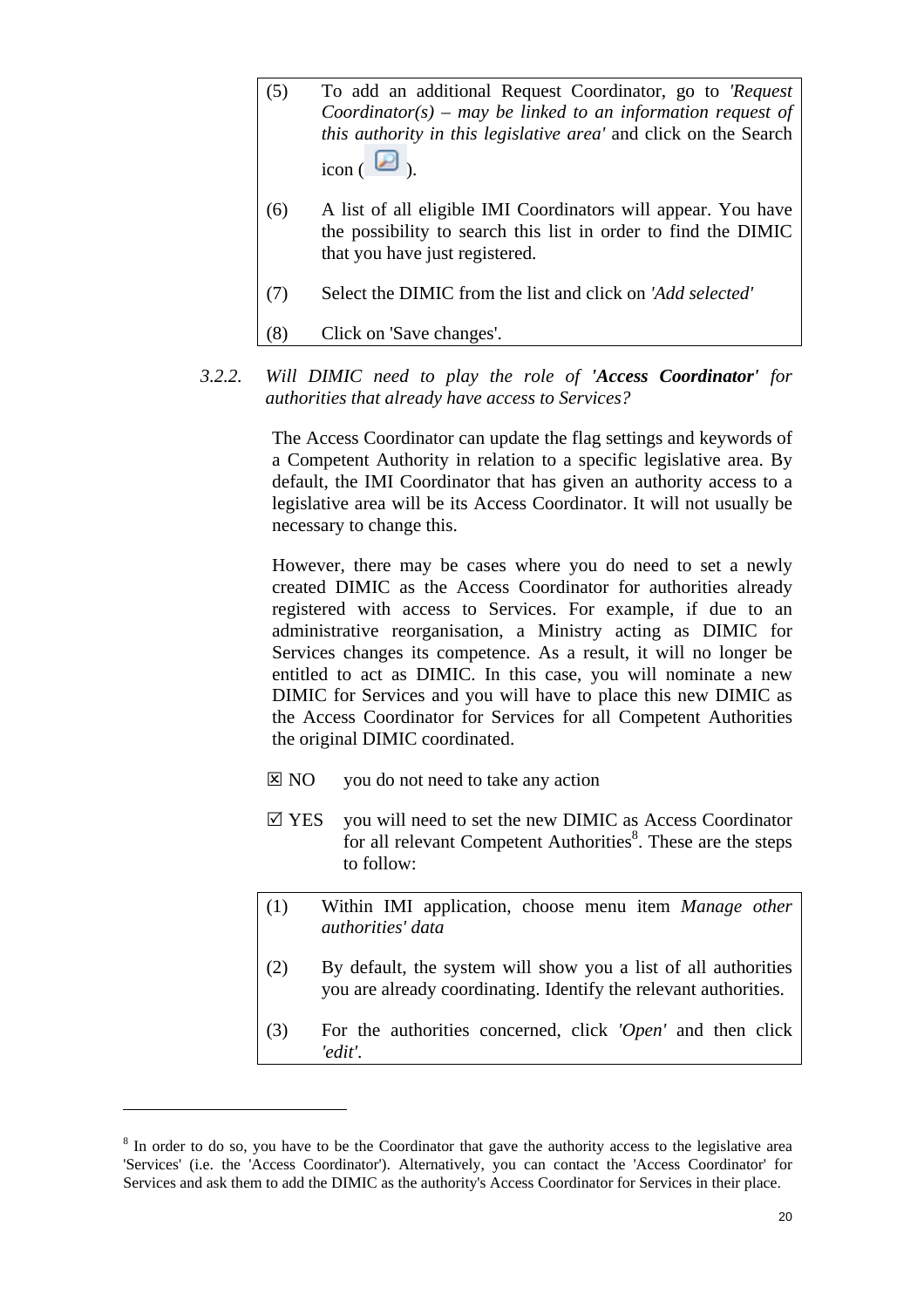(5) To add an additional Request Coordinator, go to *'Request Coordinator(s) – may be linked to an information request of this authority in this legislative area'* and click on the Search icon ( 🔎 ).

(6) A list of all eligible IMI Coordinators will appear. You have the possibility to search this list in order to find the DIMIC that you have just registered.

(7) Select the DIMIC from the list and click on *'Add selected'*

(8) Click on 'Save changes'.

### *3.2.2. Will DIMIC need to play the role of **'Access Coordinator'** for authorities that already have access to Services?*

The Access Coordinator can update the flag settings and keywords of a Competent Authority in relation to a specific legislative area. By default, the IMI Coordinator that has given an authority access to a legislative area will be its Access Coordinator. It will not usually be necessary to change this.

However, there may be cases where you do need to set a newly created DIMIC as the Access Coordinator for authorities already registered with access to Services. For example, if due to an administrative reorganisation, a Ministry acting as DIMIC for Services changes its competence. As a result, it will no longer be entitled to act as DIMIC. In this case, you will nominate a new DIMIC for Services and you will have to place this new DIMIC as the Access Coordinator for Services for all Competent Authorities the original DIMIC coordinated.

☒ NO you do not need to take any action

☑ YES you will need to set the new DIMIC as Access Coordinator for all relevant Competent Authorities[8]. These are the steps to follow:

(1) Within IMI application, choose menu item *Manage other authorities' data*

(2) By default, the system will show you a list of all authorities you are already coordinating. Identify the relevant authorities.

(3) For the authorities concerned, click *'Open'* and then click *'edit'*.

---

[8] In order to do so, you have to be the Coordinator that gave the authority access to the legislative area 'Services' (i.e. the 'Access Coordinator'). Alternatively, you can contact the 'Access Coordinator' for Services and ask them to add the DIMIC as the authority's Access Coordinator for Services in their place.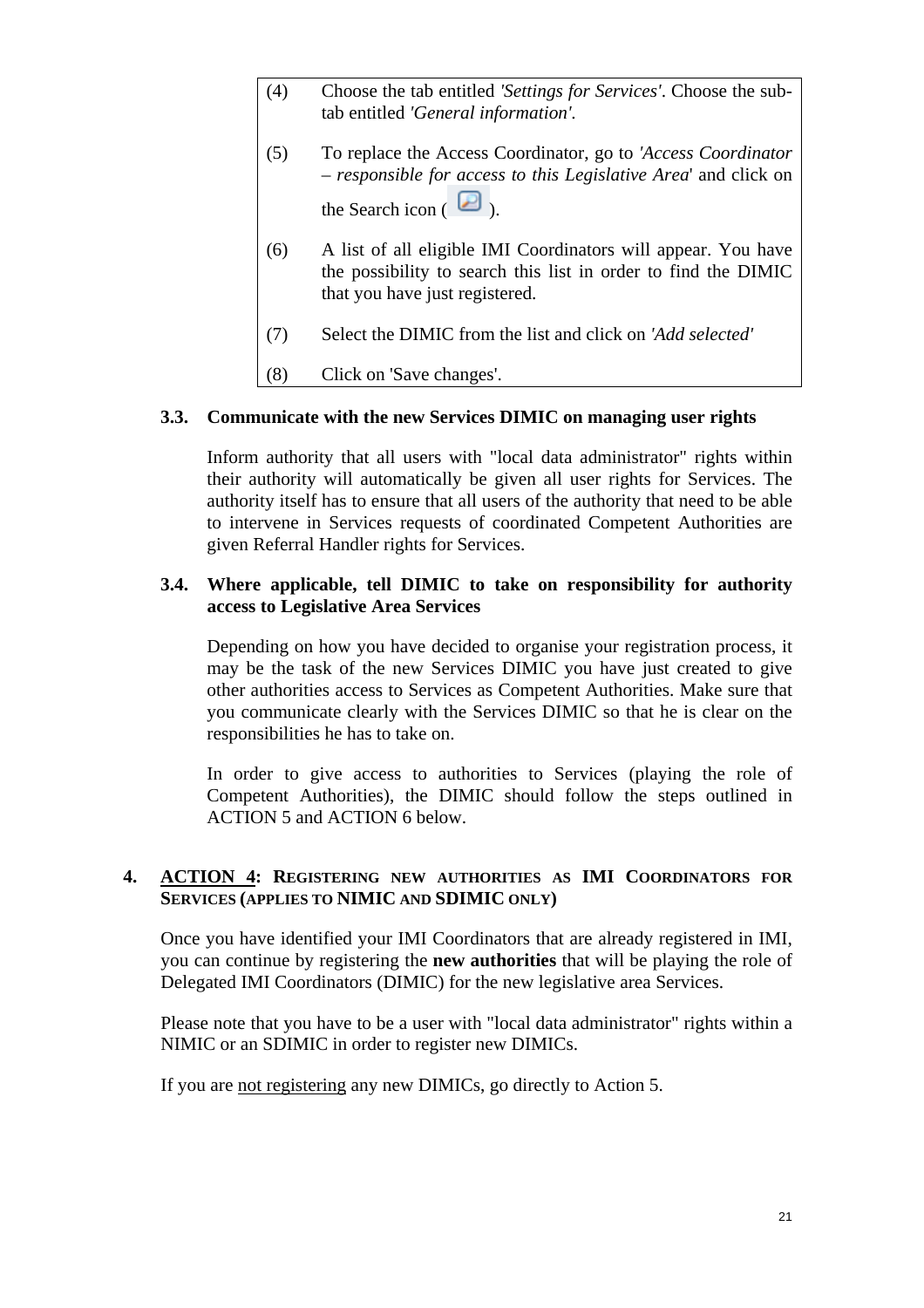| | |
|---|---|
| (4) | Choose the tab entitled *'Settings for Services'*. Choose the sub-tab entitled *'General information'*. |
| (5) | To replace the Access Coordinator, go to *'Access Coordinator – responsible for access to this Legislative Area*' and click on the Search icon ( ). |
| (6) | A list of all eligible IMI Coordinators will appear. You have the possibility to search this list in order to find the DIMIC that you have just registered. |
| (7) | Select the DIMIC from the list and click on *'Add selected'* |
| (8) | Click on 'Save changes'. |

### 3.3. Communicate with the new Services DIMIC on managing user rights

Inform authority that all users with "local data administrator" rights within their authority will automatically be given all user rights for Services. The authority itself has to ensure that all users of the authority that need to be able to intervene in Services requests of coordinated Competent Authorities are given Referral Handler rights for Services.

### 3.4. Where applicable, tell DIMIC to take on responsibility for authority access to Legislative Area Services

Depending on how you have decided to organise your registration process, it may be the task of the new Services DIMIC you have just created to give other authorities access to Services as Competent Authorities. Make sure that you communicate clearly with the Services DIMIC so that he is clear on the responsibilities he has to take on.

In order to give access to authorities to Services (playing the role of Competent Authorities), the DIMIC should follow the steps outlined in ACTION 5 and ACTION 6 below.

## 4. ACTION 4: REGISTERING NEW AUTHORITIES AS IMI COORDINATORS FOR SERVICES (APPLIES TO NIMIC AND SDIMIC ONLY)

Once you have identified your IMI Coordinators that are already registered in IMI, you can continue by registering the **new authorities** that will be playing the role of Delegated IMI Coordinators (DIMIC) for the new legislative area Services.

Please note that you have to be a user with "local data administrator" rights within a NIMIC or an SDIMIC in order to register new DIMICs.

If you are not registering any new DIMICs, go directly to Action 5.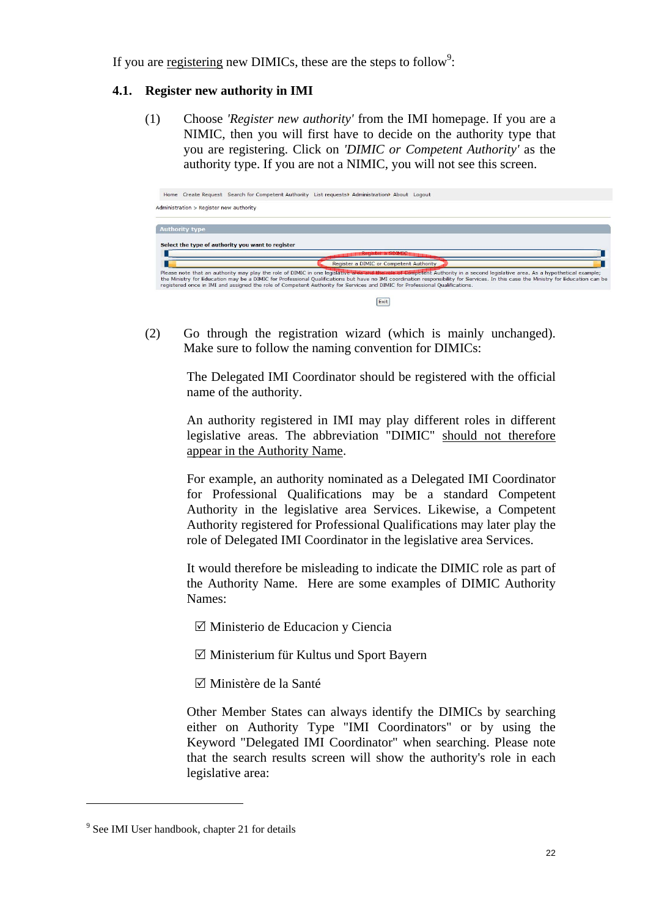If you are registering new DIMICs, these are the steps to follow[9]:

## 4.1. Register new authority in IMI

(1) Choose *'Register new authority'* from the IMI homepage. If you are a NIMIC, then you will first have to decide on the authority type that you are registering. Click on *'DIMIC or Competent Authority'* as the authority type. If you are not a NIMIC, you will not see this screen.

(2) Go through the registration wizard (which is mainly unchanged). Make sure to follow the naming convention for DIMICs:

The Delegated IMI Coordinator should be registered with the official name of the authority.

An authority registered in IMI may play different roles in different legislative areas. The abbreviation "DIMIC" should not therefore appear in the Authority Name.

For example, an authority nominated as a Delegated IMI Coordinator for Professional Qualifications may be a standard Competent Authority in the legislative area Services. Likewise, a Competent Authority registered for Professional Qualifications may later play the role of Delegated IMI Coordinator in the legislative area Services.

It would therefore be misleading to indicate the DIMIC role as part of the Authority Name. Here are some examples of DIMIC Authority Names:

- ☑ Ministerio de Educacion y Ciencia
- ☑ Ministerium für Kultus und Sport Bayern
- ☑ Ministère de la Santé

Other Member States can always identify the DIMICs by searching either on Authority Type "IMI Coordinators" or by using the Keyword "Delegated IMI Coordinator" when searching. Please note that the search results screen will show the authority's role in each legislative area:

---

[9] See IMI User handbook, chapter 21 for details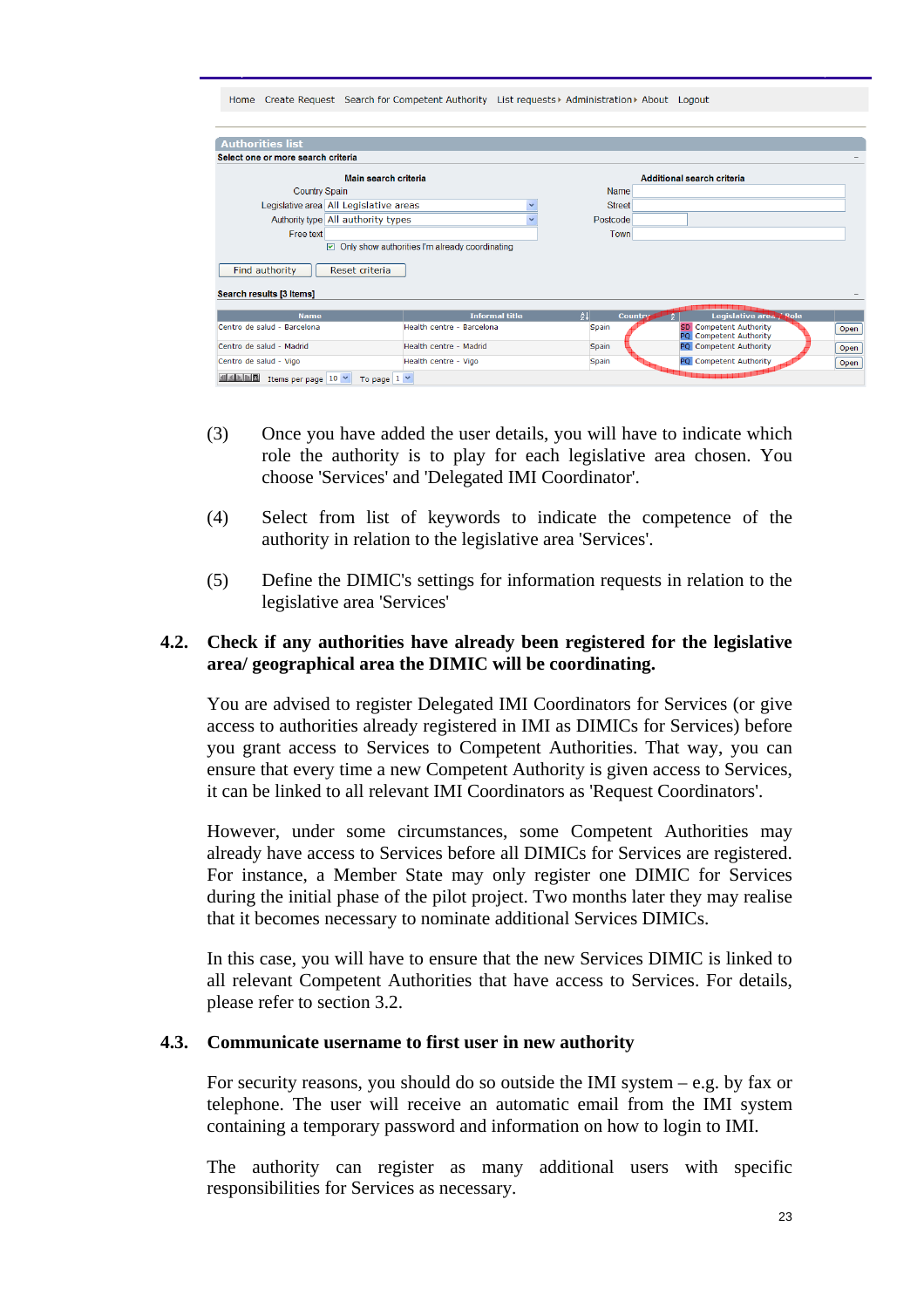Home Create Request Search for Competent Authority List requests Administration About Logout

**Authorities list**

Select one or more search criteria

**Main search criteria**

Country Spain
Legislative area: All Legislative areas
Authority type: All authority types
Free text
☑ Only show authorities I'm already coordinating

**Additional search criteria**

Name
Street
Postcode
Town

Find authority | Reset criteria

Search results [3 Items]

| Name | Informal title | Country | Legislative area / Role | |
|---|---|---|---|---|
| Centro de salud - Barcelona | Health centre - Barcelona | Spain | SD Competent Authority<br>PQ Competent Authority | Open |
| Centro de salud - Madrid | Health centre - Madrid | Spain | PQ Competent Authority | Open |
| Centro de salud - Vigo | Health centre - Vigo | Spain | PQ Competent Authority | Open |

Items per page 10 To page 1

(3) Once you have added the user details, you will have to indicate which role the authority is to play for each legislative area chosen. You choose 'Services' and 'Delegated IMI Coordinator'.

(4) Select from list of keywords to indicate the competence of the authority in relation to the legislative area 'Services'.

(5) Define the DIMIC's settings for information requests in relation to the legislative area 'Services'

## 4.2. Check if any authorities have already been registered for the legislative area/ geographical area the DIMIC will be coordinating.

You are advised to register Delegated IMI Coordinators for Services (or give access to authorities already registered in IMI as DIMICs for Services) before you grant access to Services to Competent Authorities. That way, you can ensure that every time a new Competent Authority is given access to Services, it can be linked to all relevant IMI Coordinators as 'Request Coordinators'.

However, under some circumstances, some Competent Authorities may already have access to Services before all DIMICs for Services are registered. For instance, a Member State may only register one DIMIC for Services during the initial phase of the pilot project. Two months later they may realise that it becomes necessary to nominate additional Services DIMICs.

In this case, you will have to ensure that the new Services DIMIC is linked to all relevant Competent Authorities that have access to Services. For details, please refer to section 3.2.

## 4.3. Communicate username to first user in new authority

For security reasons, you should do so outside the IMI system – e.g. by fax or telephone. The user will receive an automatic email from the IMI system containing a temporary password and information on how to login to IMI.

The authority can register as many additional users with specific responsibilities for Services as necessary.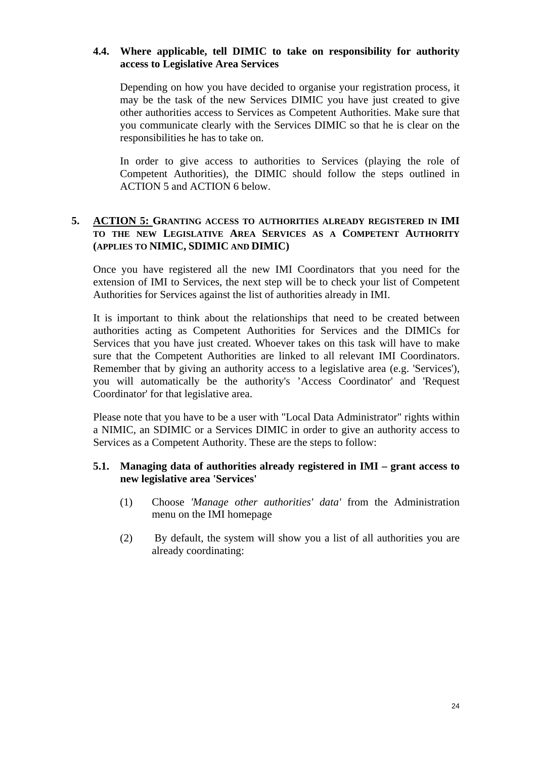### 4.4. Where applicable, tell DIMIC to take on responsibility for authority access to Legislative Area Services

Depending on how you have decided to organise your registration process, it may be the task of the new Services DIMIC you have just created to give other authorities access to Services as Competent Authorities. Make sure that you communicate clearly with the Services DIMIC so that he is clear on the responsibilities he has to take on.

In order to give access to authorities to Services (playing the role of Competent Authorities), the DIMIC should follow the steps outlined in ACTION 5 and ACTION 6 below.

## 5. ACTION 5: GRANTING ACCESS TO AUTHORITIES ALREADY REGISTERED IN IMI TO THE NEW LEGISLATIVE AREA SERVICES AS A COMPETENT AUTHORITY (APPLIES TO NIMIC, SDIMIC AND DIMIC)

Once you have registered all the new IMI Coordinators that you need for the extension of IMI to Services, the next step will be to check your list of Competent Authorities for Services against the list of authorities already in IMI.

It is important to think about the relationships that need to be created between authorities acting as Competent Authorities for Services and the DIMICs for Services that you have just created. Whoever takes on this task will have to make sure that the Competent Authorities are linked to all relevant IMI Coordinators. Remember that by giving an authority access to a legislative area (e.g. 'Services'), you will automatically be the authority's 'Access Coordinator' and 'Request Coordinator' for that legislative area.

Please note that you have to be a user with "Local Data Administrator" rights within a NIMIC, an SDIMIC or a Services DIMIC in order to give an authority access to Services as a Competent Authority. These are the steps to follow:

### 5.1. Managing data of authorities already registered in IMI – grant access to new legislative area 'Services'

(1) Choose *'Manage other authorities' data'* from the Administration menu on the IMI homepage

(2) By default, the system will show you a list of all authorities you are already coordinating: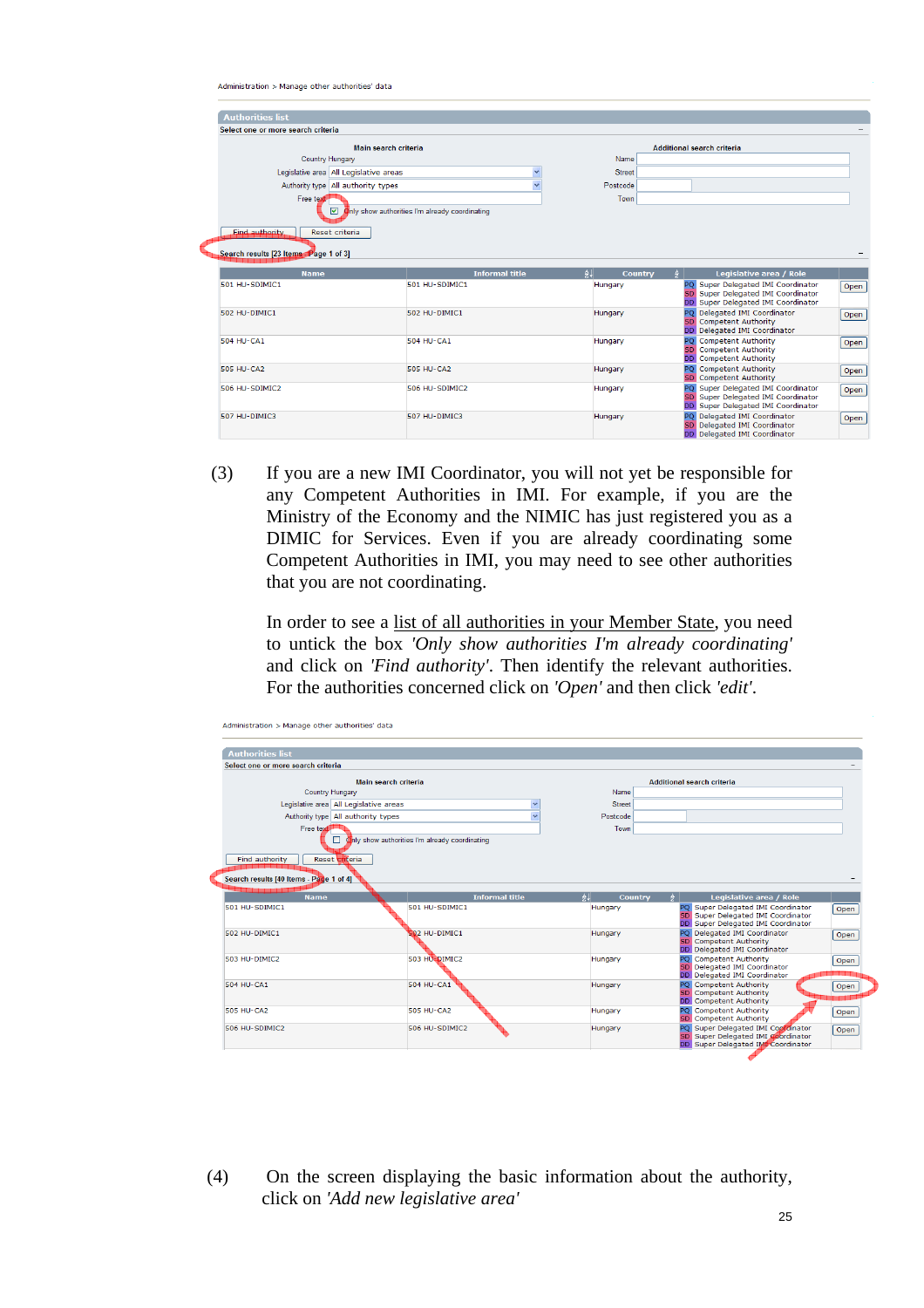Administration > Manage other authorities' data

**Authorities list**

Select one or more search criteria

| Main search criteria | | Additional search criteria | |
|---|---|---|---|
| Country | Hungary | Name | |
| Legislative area | All Legislative areas | Street | |
| Authority type | All authority types | Postcode | |
| Free text | | Town | |

☑ Only show authorities I'm already coordinating

Find authority | Reset criteria

Search results [23 Items - Page 1 of 3]

| Name | Informal title | Country | Legislative area / Role | |
|---|---|---|---|---|
| 501 HU-SDIMIC1 | 501 HU-SDIMIC1 | Hungary | PQ Super Delegated IMI Coordinator<br>SD Super Delegated IMI Coordinator<br>DD Super Delegated IMI Coordinator | Open |
| 502 HU-DIMIC1 | 502 HU-DIMIC1 | Hungary | PQ Delegated IMI Coordinator<br>SD Competent Authority<br>DD Delegated IMI Coordinator | Open |
| 504 HU-CA1 | 504 HU-CA1 | Hungary | PQ Competent Authority<br>SD Competent Authority<br>DD Competent Authority | Open |
| 505 HU-CA2 | 505 HU-CA2 | Hungary | PQ Competent Authority<br>SD Competent Authority | Open |
| 506 HU-SDIMIC2 | 506 HU-SDIMIC2 | Hungary | PQ Super Delegated IMI Coordinator<br>SD Super Delegated IMI Coordinator<br>DD Super Delegated IMI Coordinator | Open |
| 507 HU-DIMIC3 | 507 HU-DIMIC3 | Hungary | PQ Delegated IMI Coordinator<br>SD Delegated IMI Coordinator<br>DD Delegated IMI Coordinator | Open |

(3) If you are a new IMI Coordinator, you will not yet be responsible for any Competent Authorities in IMI. For example, if you are the Ministry of the Economy and the NIMIC has just registered you as a DIMIC for Services. Even if you are already coordinating some Competent Authorities in IMI, you may need to see other authorities that you are not coordinating.

In order to see a list of all authorities in your Member State, you need to untick the box *'Only show authorities I'm already coordinating'* and click on *'Find authority'*. Then identify the relevant authorities. For the authorities concerned click on *'Open'* and then click *'edit'*.

Administration > Manage other authorities' data

**Authorities list**

Select one or more search criteria

| Main search criteria | | Additional search criteria | |
|---|---|---|---|
| Country | Hungary | Name | |
| Legislative area | All Legislative areas | Street | |
| Authority type | All authority types | Postcode | |
| Free text | | Town | |

☐ Only show authorities I'm already coordinating

Find authority | Reset criteria

Search results [40 Items - Page 1 of 4]

| Name | Informal title | Country | Legislative area / Role | |
|---|---|---|---|---|
| 501 HU-SDIMIC1 | 501 HU-SDIMIC1 | Hungary | PQ Super Delegated IMI Coordinator<br>SD Super Delegated IMI Coordinator<br>DD Super Delegated IMI Coordinator | Open |
| 502 HU-DIMIC1 | 502 HU-DIMIC1 | Hungary | PQ Delegated IMI Coordinator<br>SD Competent Authority<br>DD Delegated IMI Coordinator | Open |
| 503 HU-DIMIC2 | 503 HU-DIMIC2 | Hungary | PQ Competent Authority<br>SD Delegated IMI Coordinator<br>DD Delegated IMI Coordinator | Open |
| 504 HU-CA1 | 504 HU-CA1 | Hungary | PQ Competent Authority<br>SD Competent Authority<br>DD Competent Authority | Open |
| 505 HU-CA2 | 505 HU-CA2 | Hungary | PQ Competent Authority<br>SD Competent Authority | Open |
| 506 HU-SDIMIC2 | 506 HU-SDIMIC2 | Hungary | PQ Super Delegated IMI Coordinator<br>SD Super Delegated IMI Coordinator<br>DD Super Delegated IMI Coordinator | Open |

(4) On the screen displaying the basic information about the authority, click on *'Add new legislative area'*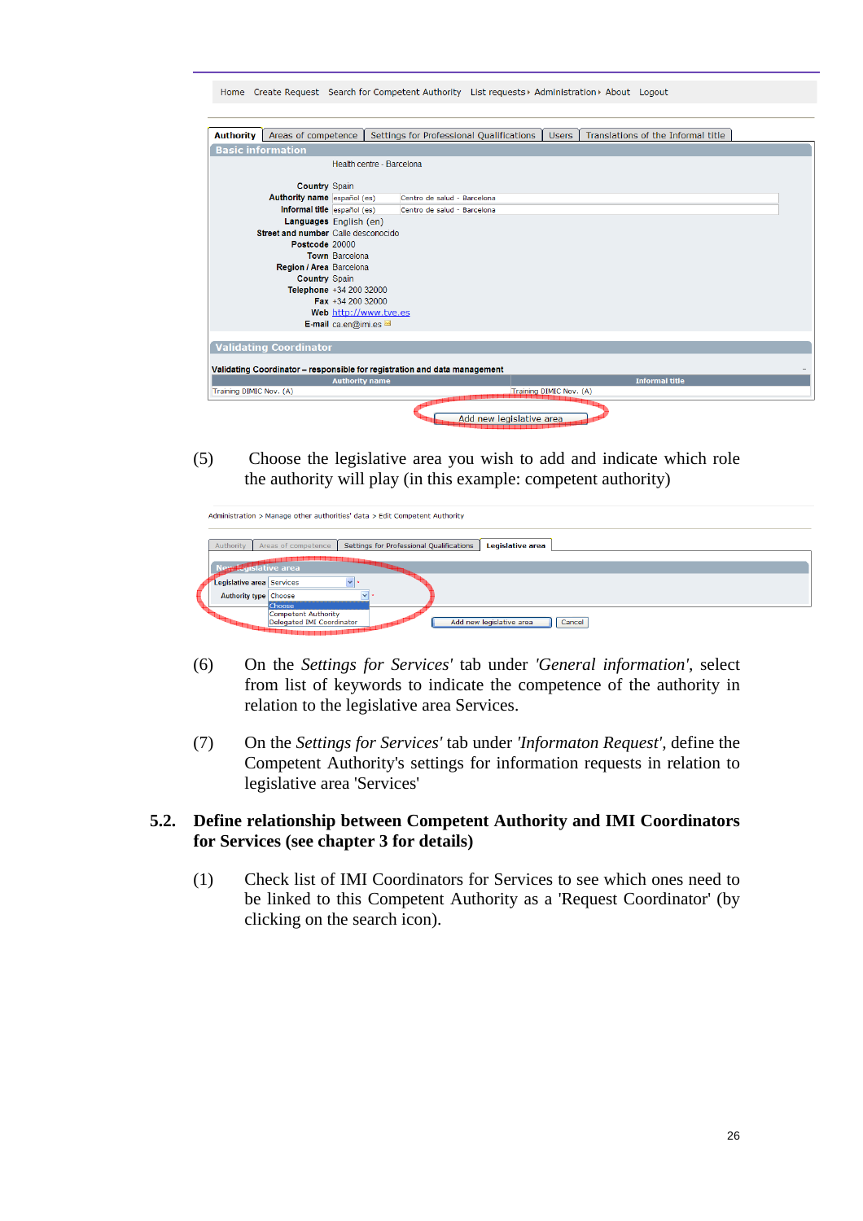(5) Choose the legislative area you wish to add and indicate which role the authority will play (in this example: competent authority)

(6) On the *Settings for Services'* tab under *'General information'*, select from list of keywords to indicate the competence of the authority in relation to the legislative area Services.

(7) On the *Settings for Services'* tab under *'Informaton Request'*, define the Competent Authority's settings for information requests in relation to legislative area 'Services'

## 5.2. Define relationship between Competent Authority and IMI Coordinators for Services (see chapter 3 for details)

(1) Check list of IMI Coordinators for Services to see which ones need to be linked to this Competent Authority as a 'Request Coordinator' (by clicking on the search icon).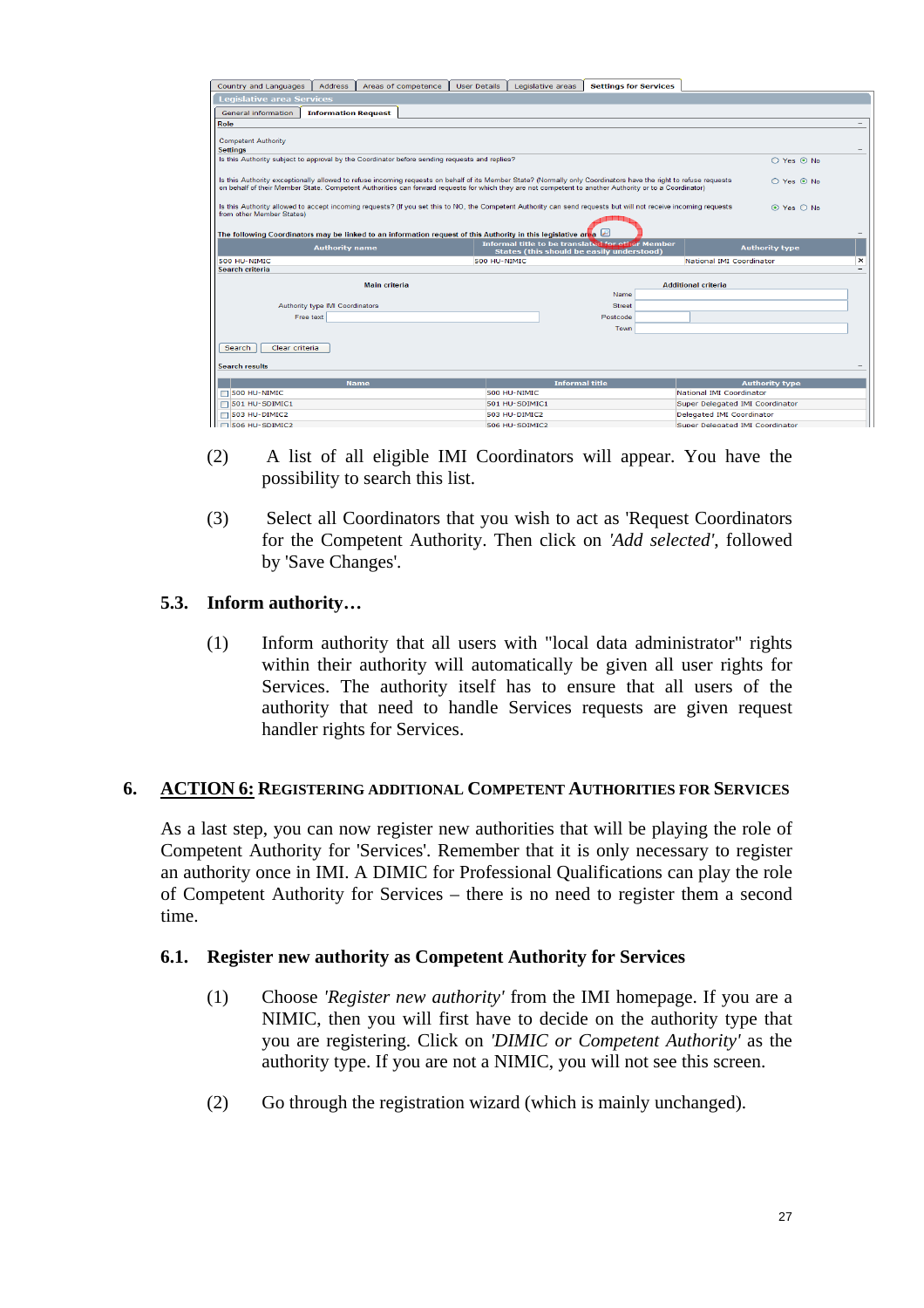(2) A list of all eligible IMI Coordinators will appear. You have the possibility to search this list.

(3) Select all Coordinators that you wish to act as 'Request Coordinators for the Competent Authority. Then click on *'Add selected'*, followed by 'Save Changes'.

### 5.3. Inform authority…

(1) Inform authority that all users with "local data administrator" rights within their authority will automatically be given all user rights for Services. The authority itself has to ensure that all users of the authority that need to handle Services requests are given request handler rights for Services.

## 6. ACTION 6: REGISTERING ADDITIONAL COMPETENT AUTHORITIES FOR SERVICES

As a last step, you can now register new authorities that will be playing the role of Competent Authority for 'Services'. Remember that it is only necessary to register an authority once in IMI. A DIMIC for Professional Qualifications can play the role of Competent Authority for Services – there is no need to register them a second time.

### 6.1. Register new authority as Competent Authority for Services

(1) Choose *'Register new authority'* from the IMI homepage. If you are a NIMIC, then you will first have to decide on the authority type that you are registering. Click on *'DIMIC or Competent Authority'* as the authority type. If you are not a NIMIC, you will not see this screen.

(2) Go through the registration wizard (which is mainly unchanged).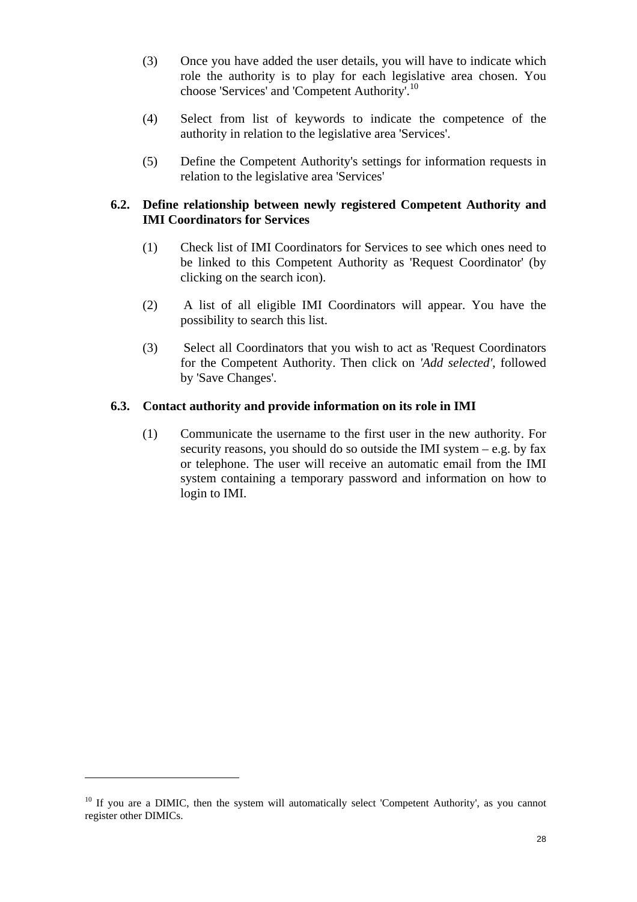(3) Once you have added the user details, you will have to indicate which role the authority is to play for each legislative area chosen. You choose 'Services' and 'Competent Authority'.[10]

(4) Select from list of keywords to indicate the competence of the authority in relation to the legislative area 'Services'.

(5) Define the Competent Authority's settings for information requests in relation to the legislative area 'Services'

### 6.2. Define relationship between newly registered Competent Authority and IMI Coordinators for Services

(1) Check list of IMI Coordinators for Services to see which ones need to be linked to this Competent Authority as 'Request Coordinator' (by clicking on the search icon).

(2) A list of all eligible IMI Coordinators will appear. You have the possibility to search this list.

(3) Select all Coordinators that you wish to act as 'Request Coordinators for the Competent Authority. Then click on *'Add selected'*, followed by 'Save Changes'.

### 6.3. Contact authority and provide information on its role in IMI

(1) Communicate the username to the first user in the new authority. For security reasons, you should do so outside the IMI system – e.g. by fax or telephone. The user will receive an automatic email from the IMI system containing a temporary password and information on how to login to IMI.

---

[10] If you are a DIMIC, then the system will automatically select 'Competent Authority', as you cannot register other DIMICs.